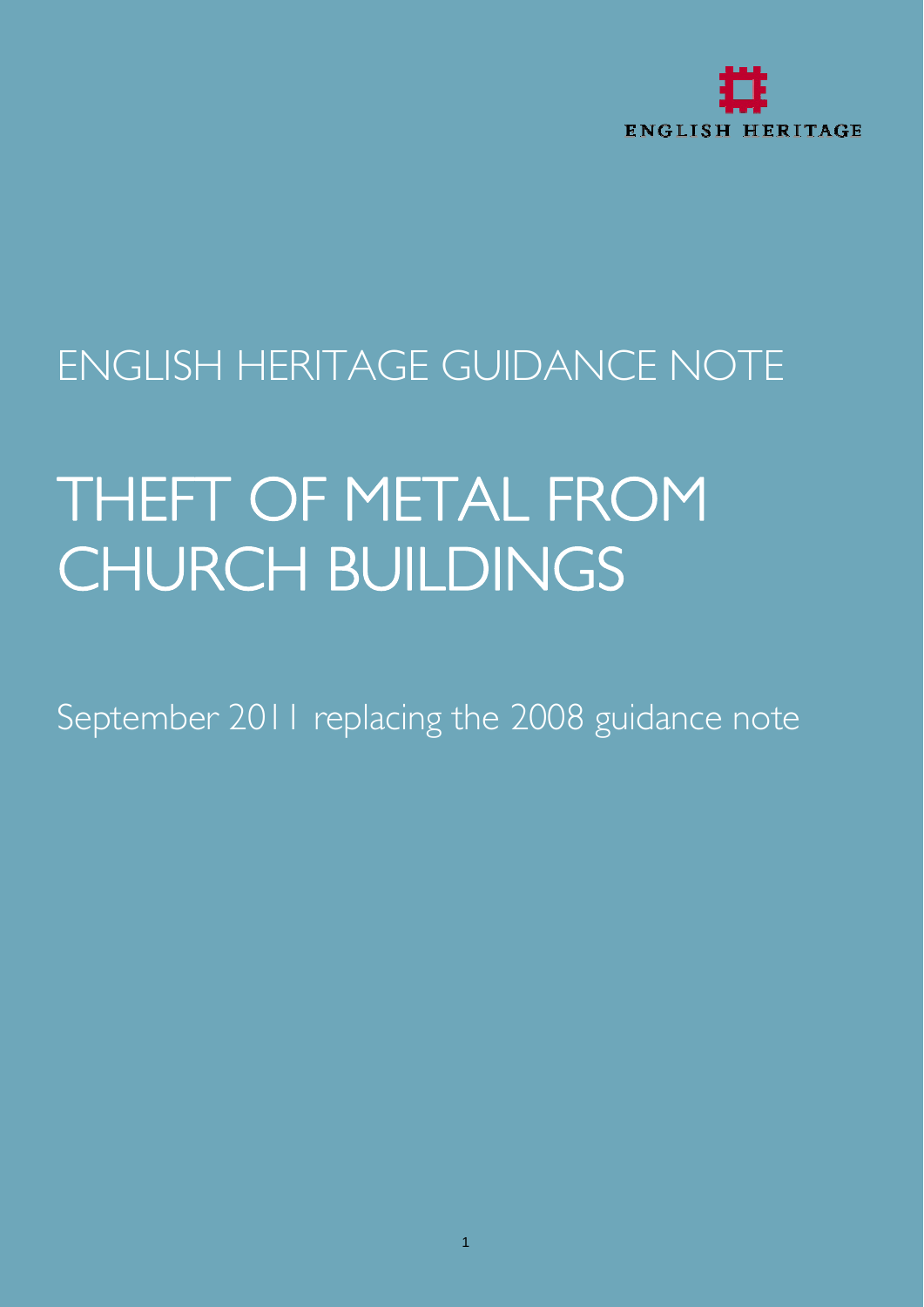ENGLISH HERITAGE

ENGLISH HERITAGE GUIDANCE NOTE

# THEFT OF METAL FROM CHURCH BUILDINGS

September 2011 replacing the 2008 guidance note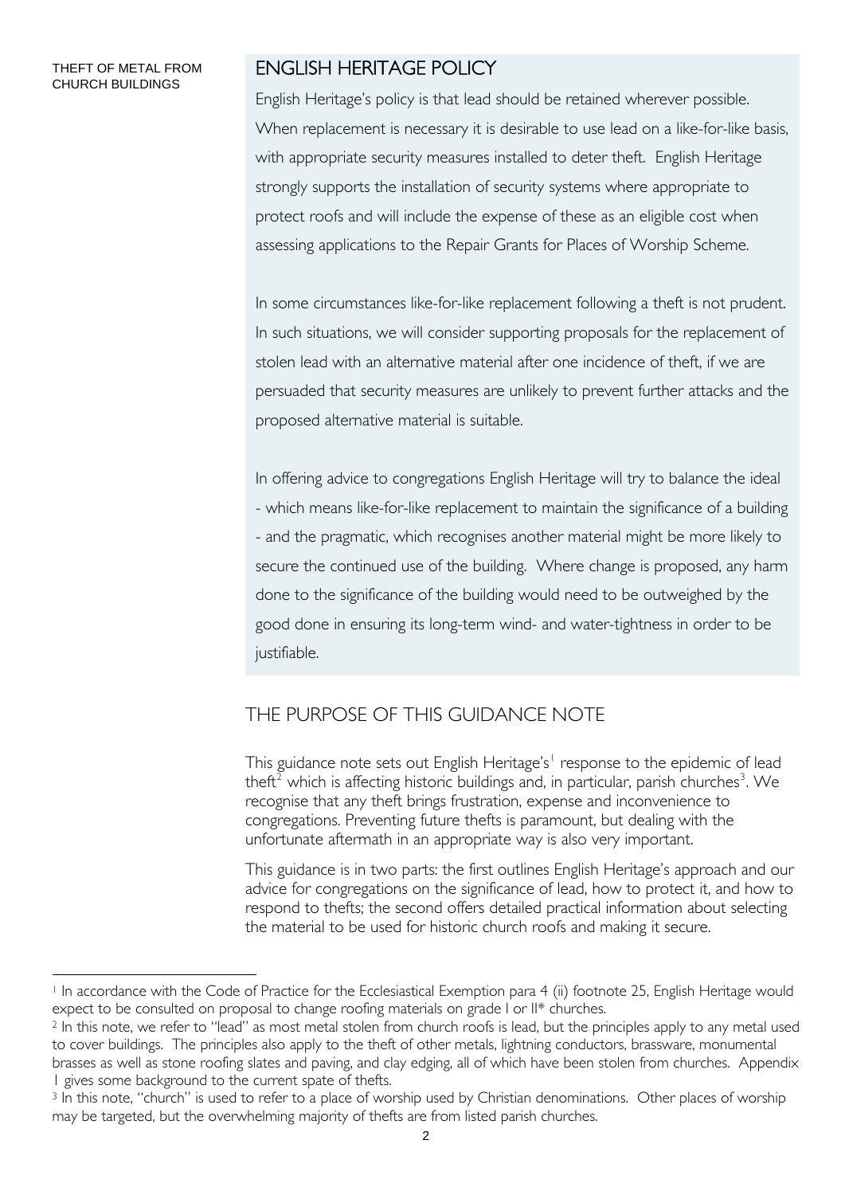## ENGLISH HERITAGE POLICY

English Heritage's policy is that lead should be retained wherever possible. When replacement is necessary it is desirable to use lead on a like-for-like basis, with appropriate security measures installed to deter theft. English Heritage strongly supports the installation of security systems where appropriate to protect roofs and will include the expense of these as an eligible cost when assessing applications to the Repair Grants for Places of Worship Scheme.

In some circumstances like-for-like replacement following a theft is not prudent. In such situations, we will consider supporting proposals for the replacement of stolen lead with an alternative material after one incidence of theft, if we are persuaded that security measures are unlikely to prevent further attacks and the proposed alternative material is suitable.

In offering advice to congregations English Heritage will try to balance the ideal - which means like-for-like replacement to maintain the significance of a building - and the pragmatic, which recognises another material might be more likely to secure the continued use of the building. Where change is proposed, any harm done to the significance of the building would need to be outweighed by the good done in ensuring its long-term wind- and water-tightness in order to be justifiable.

## THE PURPOSE OF THIS GUIDANCE NOTE

This guidance note sets out English Heritage's[1] response to the epidemic of lead theft[2] which is affecting historic buildings and, in particular, parish churches[3]. We recognise that any theft brings frustration, expense and inconvenience to congregations. Preventing future thefts is paramount, but dealing with the unfortunate aftermath in an appropriate way is also very important.

This guidance is in two parts: the first outlines English Heritage's approach and our advice for congregations on the significance of lead, how to protect it, and how to respond to thefts; the second offers detailed practical information about selecting the material to be used for historic church roofs and making it secure.

---

[1] In accordance with the Code of Practice for the Ecclesiastical Exemption para 4 (ii) footnote 25, English Heritage would expect to be consulted on proposal to change roofing materials on grade I or II* churches.

[2] In this note, we refer to "lead" as most metal stolen from church roofs is lead, but the principles apply to any metal used to cover buildings. The principles also apply to the theft of other metals, lightning conductors, brassware, monumental brasses as well as stone roofing slates and paving, and clay edging, all of which have been stolen from churches. Appendix 1 gives some background to the current spate of thefts.

[3] In this note, "church" is used to refer to a place of worship used by Christian denominations. Other places of worship may be targeted, but the overwhelming majority of thefts are from listed parish churches.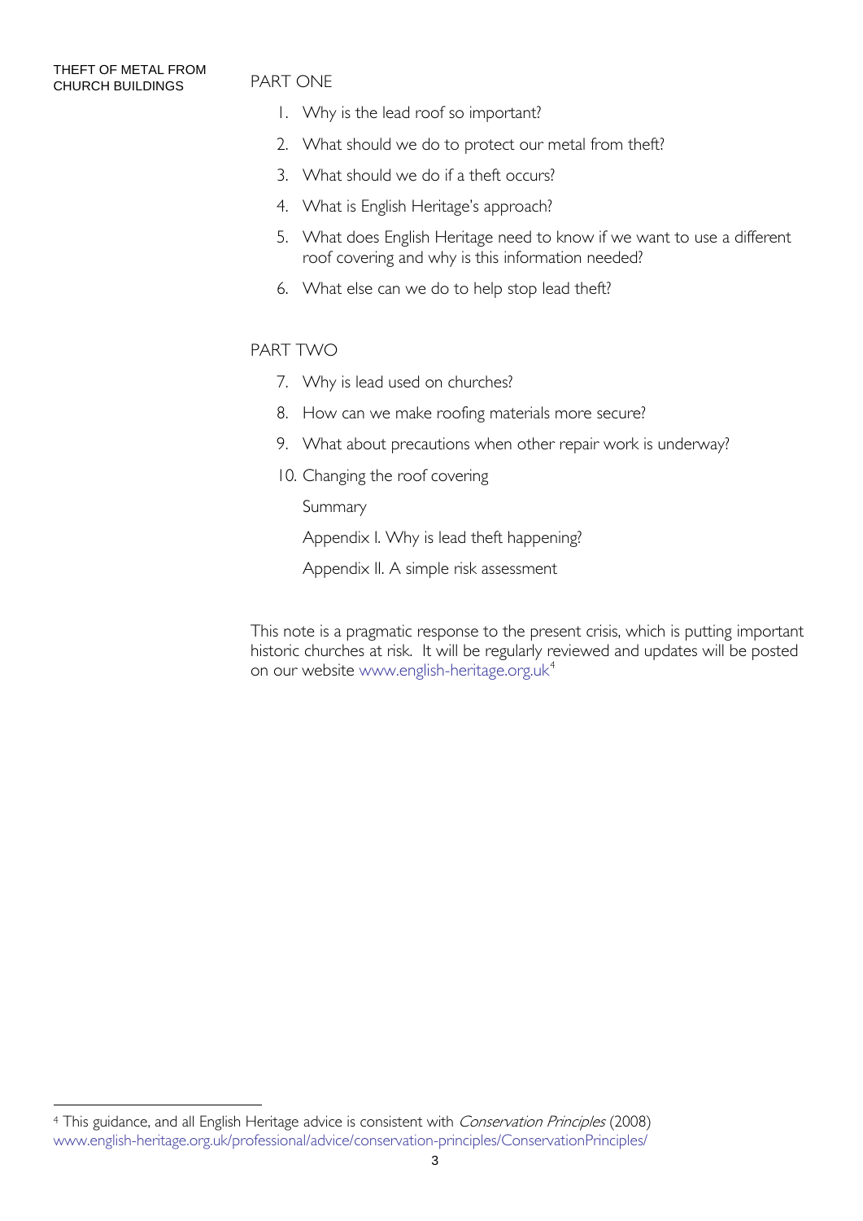## PART ONE

1. Why is the lead roof so important?
2. What should we do to protect our metal from theft?
3. What should we do if a theft occurs?
4. What is English Heritage's approach?
5. What does English Heritage need to know if we want to use a different roof covering and why is this information needed?
6. What else can we do to help stop lead theft?

## PART TWO

7. Why is lead used on churches?
8. How can we make roofing materials more secure?
9. What about precautions when other repair work is underway?
10. Changing the roof covering

    Summary

    Appendix I. Why is lead theft happening?

    Appendix II. A simple risk assessment

This note is a pragmatic response to the present crisis, which is putting important historic churches at risk. It will be regularly reviewed and updates will be posted on our website www.english-heritage.org.uk[4]

---

[4] This guidance, and all English Heritage advice is consistent with *Conservation Principles* (2008) www.english-heritage.org.uk/professional/advice/conservation-principles/ConservationPrinciples/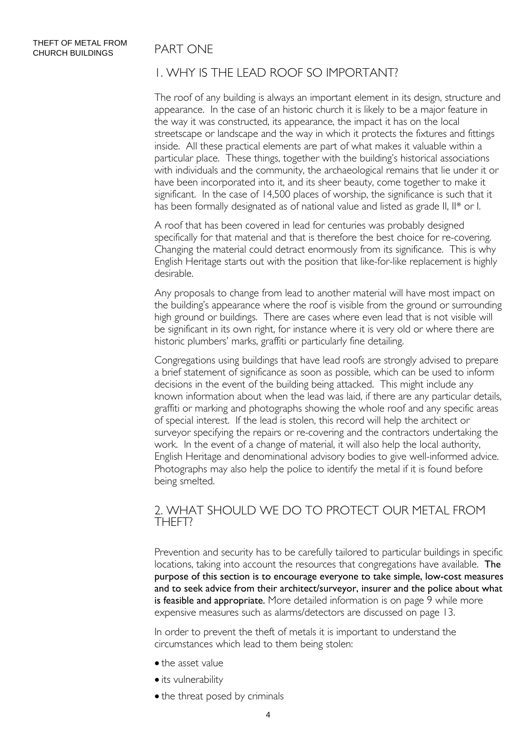# PART ONE

## 1. WHY IS THE LEAD ROOF SO IMPORTANT?

The roof of any building is always an important element in its design, structure and appearance. In the case of an historic church it is likely to be a major feature in the way it was constructed, its appearance, the impact it has on the local streetscape or landscape and the way in which it protects the fixtures and fittings inside. All these practical elements are part of what makes it valuable within a particular place. These things, together with the building's historical associations with individuals and the community, the archaeological remains that lie under it or have been incorporated into it, and its sheer beauty, come together to make it significant. In the case of 14,500 places of worship, the significance is such that it has been formally designated as of national value and listed as grade II, II* or I.

A roof that has been covered in lead for centuries was probably designed specifically for that material and that is therefore the best choice for re-covering. Changing the material could detract enormously from its significance. This is why English Heritage starts out with the position that like-for-like replacement is highly desirable.

Any proposals to change from lead to another material will have most impact on the building's appearance where the roof is visible from the ground or surrounding high ground or buildings. There are cases where even lead that is not visible will be significant in its own right, for instance where it is very old or where there are historic plumbers' marks, graffiti or particularly fine detailing.

Congregations using buildings that have lead roofs are strongly advised to prepare a brief statement of significance as soon as possible, which can be used to inform decisions in the event of the building being attacked. This might include any known information about when the lead was laid, if there are any particular details, graffiti or marking and photographs showing the whole roof and any specific areas of special interest. If the lead is stolen, this record will help the architect or surveyor specifying the repairs or re-covering and the contractors undertaking the work. In the event of a change of material, it will also help the local authority, English Heritage and denominational advisory bodies to give well-informed advice. Photographs may also help the police to identify the metal if it is found before being smelted.

## 2. WHAT SHOULD WE DO TO PROTECT OUR METAL FROM THEFT?

Prevention and security has to be carefully tailored to particular buildings in specific locations, taking into account the resources that congregations have available. **The purpose of this section is to encourage everyone to take simple, low-cost measures and to seek advice from their architect/surveyor, insurer and the police about what is feasible and appropriate.** More detailed information is on page 9 while more expensive measures such as alarms/detectors are discussed on page 13.

In order to prevent the theft of metals it is important to understand the circumstances which lead to them being stolen:

- the asset value
- its vulnerability
- the threat posed by criminals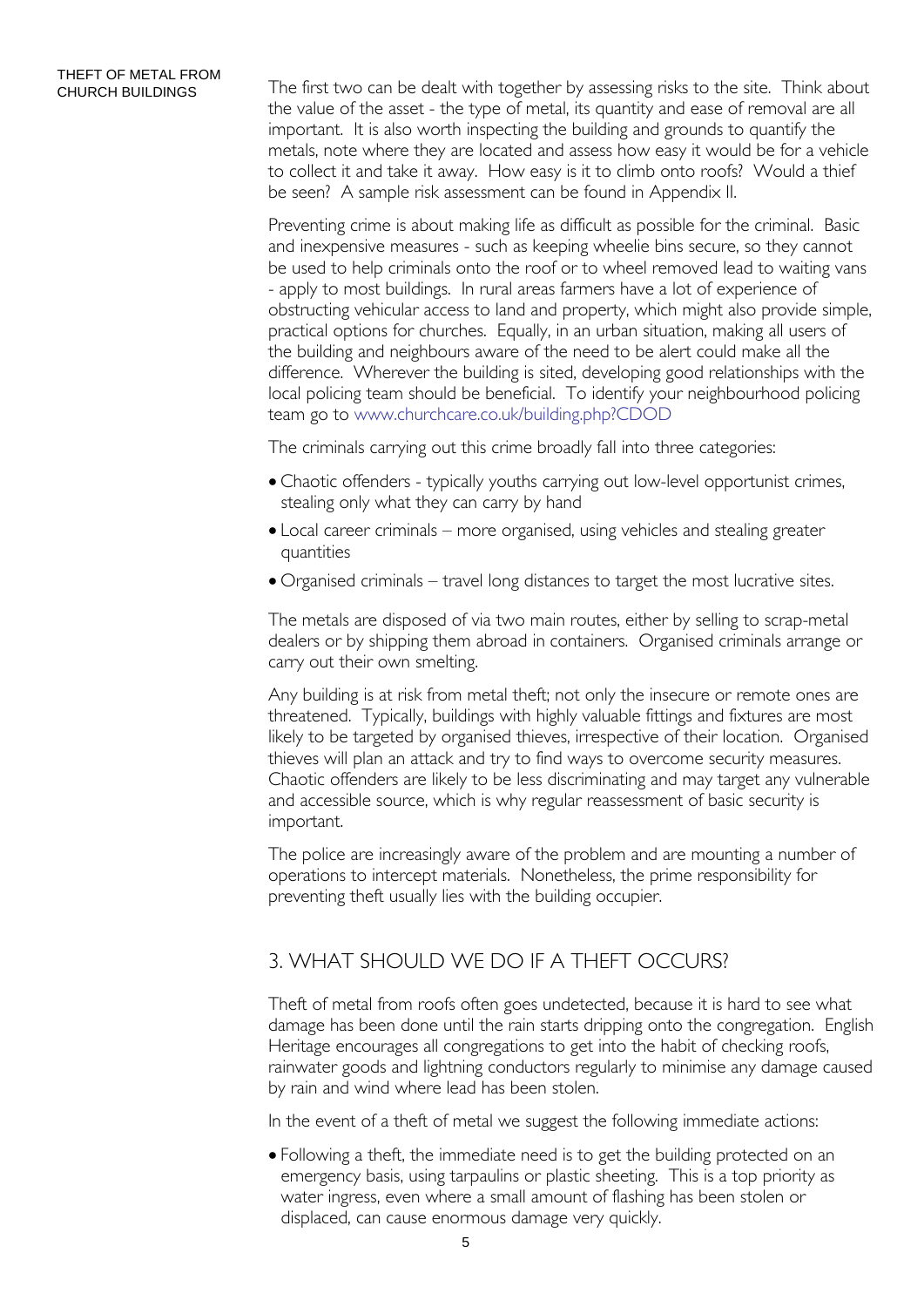The first two can be dealt with together by assessing risks to the site. Think about the value of the asset - the type of metal, its quantity and ease of removal are all important. It is also worth inspecting the building and grounds to quantify the metals, note where they are located and assess how easy it would be for a vehicle to collect it and take it away. How easy is it to climb onto roofs? Would a thief be seen? A sample risk assessment can be found in Appendix II.

Preventing crime is about making life as difficult as possible for the criminal. Basic and inexpensive measures - such as keeping wheelie bins secure, so they cannot be used to help criminals onto the roof or to wheel removed lead to waiting vans - apply to most buildings. In rural areas farmers have a lot of experience of obstructing vehicular access to land and property, which might also provide simple, practical options for churches. Equally, in an urban situation, making all users of the building and neighbours aware of the need to be alert could make all the difference. Wherever the building is sited, developing good relationships with the local policing team should be beneficial. To identify your neighbourhood policing team go to www.churchcare.co.uk/building.php?CDOD

The criminals carrying out this crime broadly fall into three categories:

- Chaotic offenders - typically youths carrying out low-level opportunist crimes, stealing only what they can carry by hand
- Local career criminals – more organised, using vehicles and stealing greater quantities
- Organised criminals – travel long distances to target the most lucrative sites.

The metals are disposed of via two main routes, either by selling to scrap-metal dealers or by shipping them abroad in containers. Organised criminals arrange or carry out their own smelting.

Any building is at risk from metal theft; not only the insecure or remote ones are threatened. Typically, buildings with highly valuable fittings and fixtures are most likely to be targeted by organised thieves, irrespective of their location. Organised thieves will plan an attack and try to find ways to overcome security measures. Chaotic offenders are likely to be less discriminating and may target any vulnerable and accessible source, which is why regular reassessment of basic security is important.

The police are increasingly aware of the problem and are mounting a number of operations to intercept materials. Nonetheless, the prime responsibility for preventing theft usually lies with the building occupier.

## 3. WHAT SHOULD WE DO IF A THEFT OCCURS?

Theft of metal from roofs often goes undetected, because it is hard to see what damage has been done until the rain starts dripping onto the congregation. English Heritage encourages all congregations to get into the habit of checking roofs, rainwater goods and lightning conductors regularly to minimise any damage caused by rain and wind where lead has been stolen.

In the event of a theft of metal we suggest the following immediate actions:

- Following a theft, the immediate need is to get the building protected on an emergency basis, using tarpaulins or plastic sheeting. This is a top priority as water ingress, even where a small amount of flashing has been stolen or displaced, can cause enormous damage very quickly.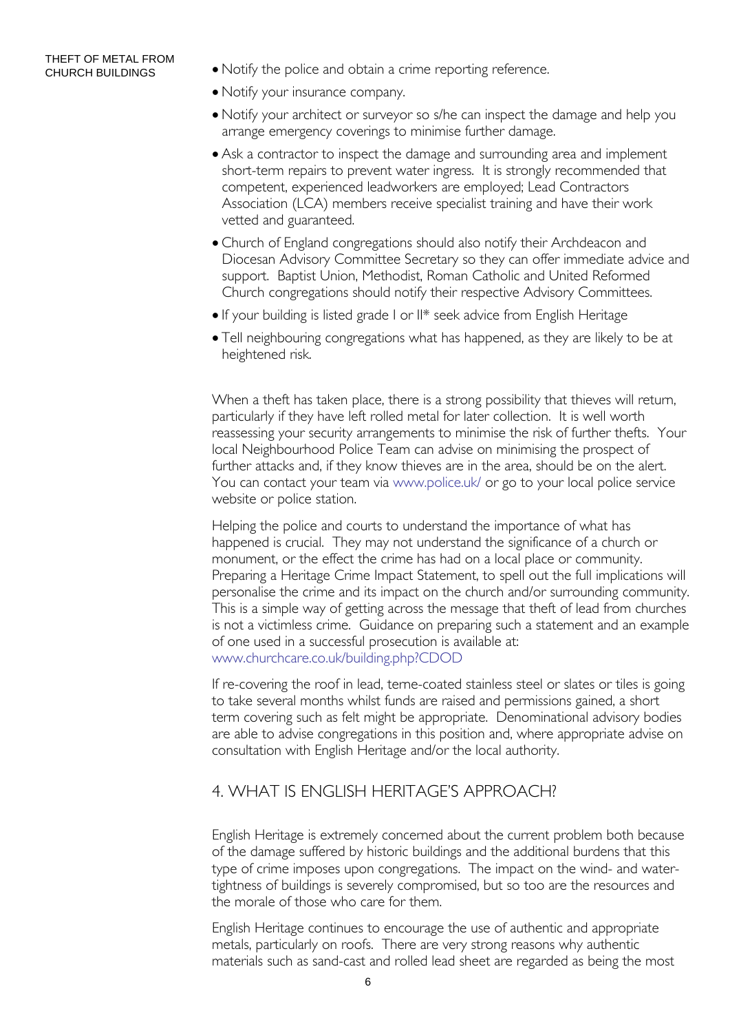- Notify the police and obtain a crime reporting reference.
- Notify your insurance company.
- Notify your architect or surveyor so s/he can inspect the damage and help you arrange emergency coverings to minimise further damage.
- Ask a contractor to inspect the damage and surrounding area and implement short-term repairs to prevent water ingress. It is strongly recommended that competent, experienced leadworkers are employed; Lead Contractors Association (LCA) members receive specialist training and have their work vetted and guaranteed.
- Church of England congregations should also notify their Archdeacon and Diocesan Advisory Committee Secretary so they can offer immediate advice and support. Baptist Union, Methodist, Roman Catholic and United Reformed Church congregations should notify their respective Advisory Committees.
- If your building is listed grade I or II* seek advice from English Heritage
- Tell neighbouring congregations what has happened, as they are likely to be at heightened risk.

When a theft has taken place, there is a strong possibility that thieves will return, particularly if they have left rolled metal for later collection. It is well worth reassessing your security arrangements to minimise the risk of further thefts. Your local Neighbourhood Police Team can advise on minimising the prospect of further attacks and, if they know thieves are in the area, should be on the alert. You can contact your team via www.police.uk/ or go to your local police service website or police station.

Helping the police and courts to understand the importance of what has happened is crucial. They may not understand the significance of a church or monument, or the effect the crime has had on a local place or community. Preparing a Heritage Crime Impact Statement, to spell out the full implications will personalise the crime and its impact on the church and/or surrounding community. This is a simple way of getting across the message that theft of lead from churches is not a victimless crime. Guidance on preparing such a statement and an example of one used in a successful prosecution is available at: www.churchcare.co.uk/building.php?CDOD

If re-covering the roof in lead, terne-coated stainless steel or slates or tiles is going to take several months whilst funds are raised and permissions gained, a short term covering such as felt might be appropriate. Denominational advisory bodies are able to advise congregations in this position and, where appropriate advise on consultation with English Heritage and/or the local authority.

## 4. WHAT IS ENGLISH HERITAGE'S APPROACH?

English Heritage is extremely concerned about the current problem both because of the damage suffered by historic buildings and the additional burdens that this type of crime imposes upon congregations. The impact on the wind- and water-tightness of buildings is severely compromised, but so too are the resources and the morale of those who care for them.

English Heritage continues to encourage the use of authentic and appropriate metals, particularly on roofs. There are very strong reasons why authentic materials such as sand-cast and rolled lead sheet are regarded as being the most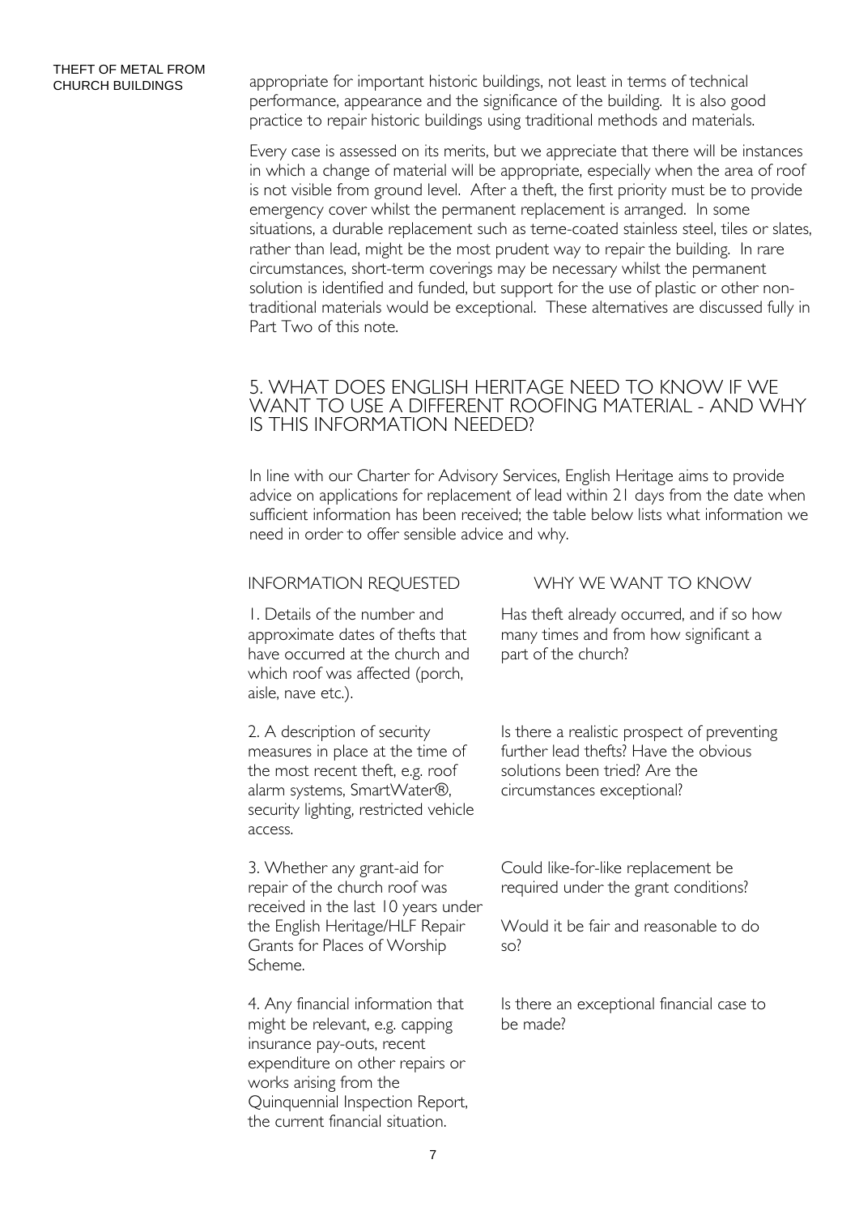appropriate for important historic buildings, not least in terms of technical performance, appearance and the significance of the building. It is also good practice to repair historic buildings using traditional methods and materials.

Every case is assessed on its merits, but we appreciate that there will be instances in which a change of material will be appropriate, especially when the area of roof is not visible from ground level. After a theft, the first priority must be to provide emergency cover whilst the permanent replacement is arranged. In some situations, a durable replacement such as terne-coated stainless steel, tiles or slates, rather than lead, might be the most prudent way to repair the building. In rare circumstances, short-term coverings may be necessary whilst the permanent solution is identified and funded, but support for the use of plastic or other non-traditional materials would be exceptional. These alternatives are discussed fully in Part Two of this note.

## 5. WHAT DOES ENGLISH HERITAGE NEED TO KNOW IF WE WANT TO USE A DIFFERENT ROOFING MATERIAL - AND WHY IS THIS INFORMATION NEEDED?

In line with our Charter for Advisory Services, English Heritage aims to provide advice on applications for replacement of lead within 21 days from the date when sufficient information has been received; the table below lists what information we need in order to offer sensible advice and why.

| INFORMATION REQUESTED | WHY WE WANT TO KNOW |
|---|---|
| 1. Details of the number and approximate dates of thefts that have occurred at the church and which roof was affected (porch, aisle, nave etc.). | Has theft already occurred, and if so how many times and from how significant a part of the church? |
| 2. A description of security measures in place at the time of the most recent theft, e.g. roof alarm systems, SmartWater®, security lighting, restricted vehicle access. | Is there a realistic prospect of preventing further lead thefts? Have the obvious solutions been tried? Are the circumstances exceptional? |
| 3. Whether any grant-aid for repair of the church roof was received in the last 10 years under the English Heritage/HLF Repair Grants for Places of Worship Scheme. | Could like-for-like replacement be required under the grant conditions? Would it be fair and reasonable to do so? |
| 4. Any financial information that might be relevant, e.g. capping insurance pay-outs, recent expenditure on other repairs or works arising from the Quinquennial Inspection Report, the current financial situation. | Is there an exceptional financial case to be made? |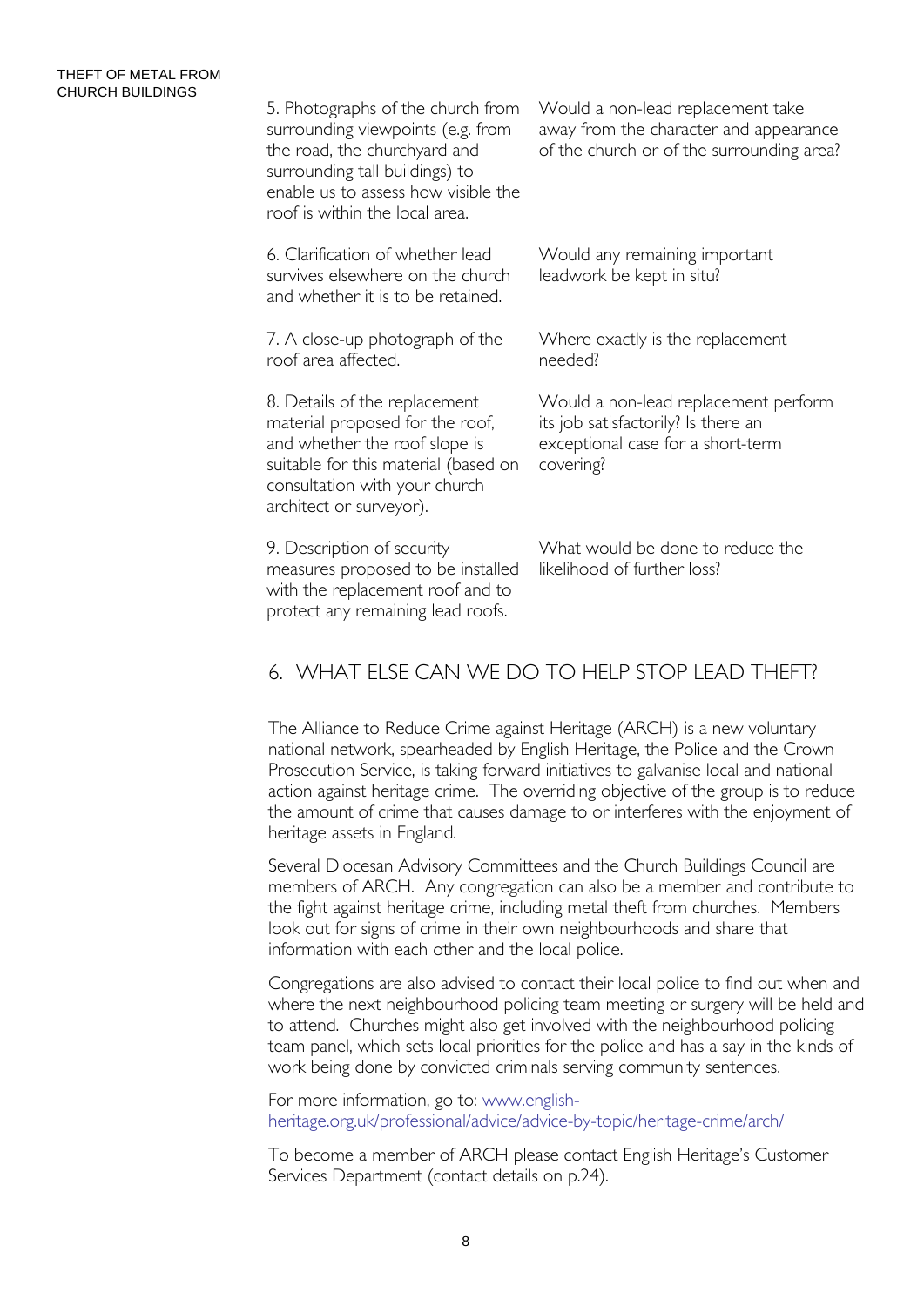| | |
|---|---|
| 5. Photographs of the church from surrounding viewpoints (e.g. from the road, the churchyard and surrounding tall buildings) to enable us to assess how visible the roof is within the local area. | Would a non-lead replacement take away from the character and appearance of the church or of the surrounding area? |
| 6. Clarification of whether lead survives elsewhere on the church and whether it is to be retained. | Would any remaining important leadwork be kept in situ? |
| 7. A close-up photograph of the roof area affected. | Where exactly is the replacement needed? |
| 8. Details of the replacement material proposed for the roof, and whether the roof slope is suitable for this material (based on consultation with your church architect or surveyor). | Would a non-lead replacement perform its job satisfactorily? Is there an exceptional case for a short-term covering? |
| 9. Description of security measures proposed to be installed with the replacement roof and to protect any remaining lead roofs. | What would be done to reduce the likelihood of further loss? |

## 6. WHAT ELSE CAN WE DO TO HELP STOP LEAD THEFT?

The Alliance to Reduce Crime against Heritage (ARCH) is a new voluntary national network, spearheaded by English Heritage, the Police and the Crown Prosecution Service, is taking forward initiatives to galvanise local and national action against heritage crime. The overriding objective of the group is to reduce the amount of crime that causes damage to or interferes with the enjoyment of heritage assets in England.

Several Diocesan Advisory Committees and the Church Buildings Council are members of ARCH. Any congregation can also be a member and contribute to the fight against heritage crime, including metal theft from churches. Members look out for signs of crime in their own neighbourhoods and share that information with each other and the local police.

Congregations are also advised to contact their local police to find out when and where the next neighbourhood policing team meeting or surgery will be held and to attend. Churches might also get involved with the neighbourhood policing team panel, which sets local priorities for the police and has a say in the kinds of work being done by convicted criminals serving community sentences.

For more information, go to: www.english-heritage.org.uk/professional/advice/advice-by-topic/heritage-crime/arch/

To become a member of ARCH please contact English Heritage's Customer Services Department (contact details on p.24).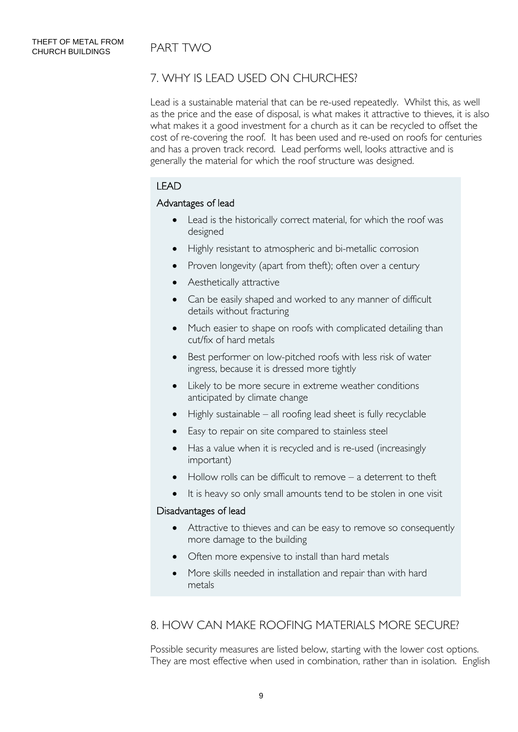## 7. WHY IS LEAD USED ON CHURCHES?

Lead is a sustainable material that can be re-used repeatedly. Whilst this, as well as the price and the ease of disposal, is what makes it attractive to thieves, it is also what makes it a good investment for a church as it can be recycled to offset the cost of re-covering the roof. It has been used and re-used on roofs for centuries and has a proven track record. Lead performs well, looks attractive and is generally the material for which the roof structure was designed.

### LEAD

#### Advantages of lead

- Lead is the historically correct material, for which the roof was designed
- Highly resistant to atmospheric and bi-metallic corrosion
- Proven longevity (apart from theft); often over a century
- Aesthetically attractive
- Can be easily shaped and worked to any manner of difficult details without fracturing
- Much easier to shape on roofs with complicated detailing than cut/fix of hard metals
- Best performer on low-pitched roofs with less risk of water ingress, because it is dressed more tightly
- Likely to be more secure in extreme weather conditions anticipated by climate change
- Highly sustainable – all roofing lead sheet is fully recyclable
- Easy to repair on site compared to stainless steel
- Has a value when it is recycled and is re-used (increasingly important)
- Hollow rolls can be difficult to remove – a deterrent to theft
- It is heavy so only small amounts tend to be stolen in one visit

#### Disadvantages of lead

- Attractive to thieves and can be easy to remove so consequently more damage to the building
- Often more expensive to install than hard metals
- More skills needed in installation and repair than with hard metals

## 8. HOW CAN MAKE ROOFING MATERIALS MORE SECURE?

Possible security measures are listed below, starting with the lower cost options. They are most effective when used in combination, rather than in isolation. English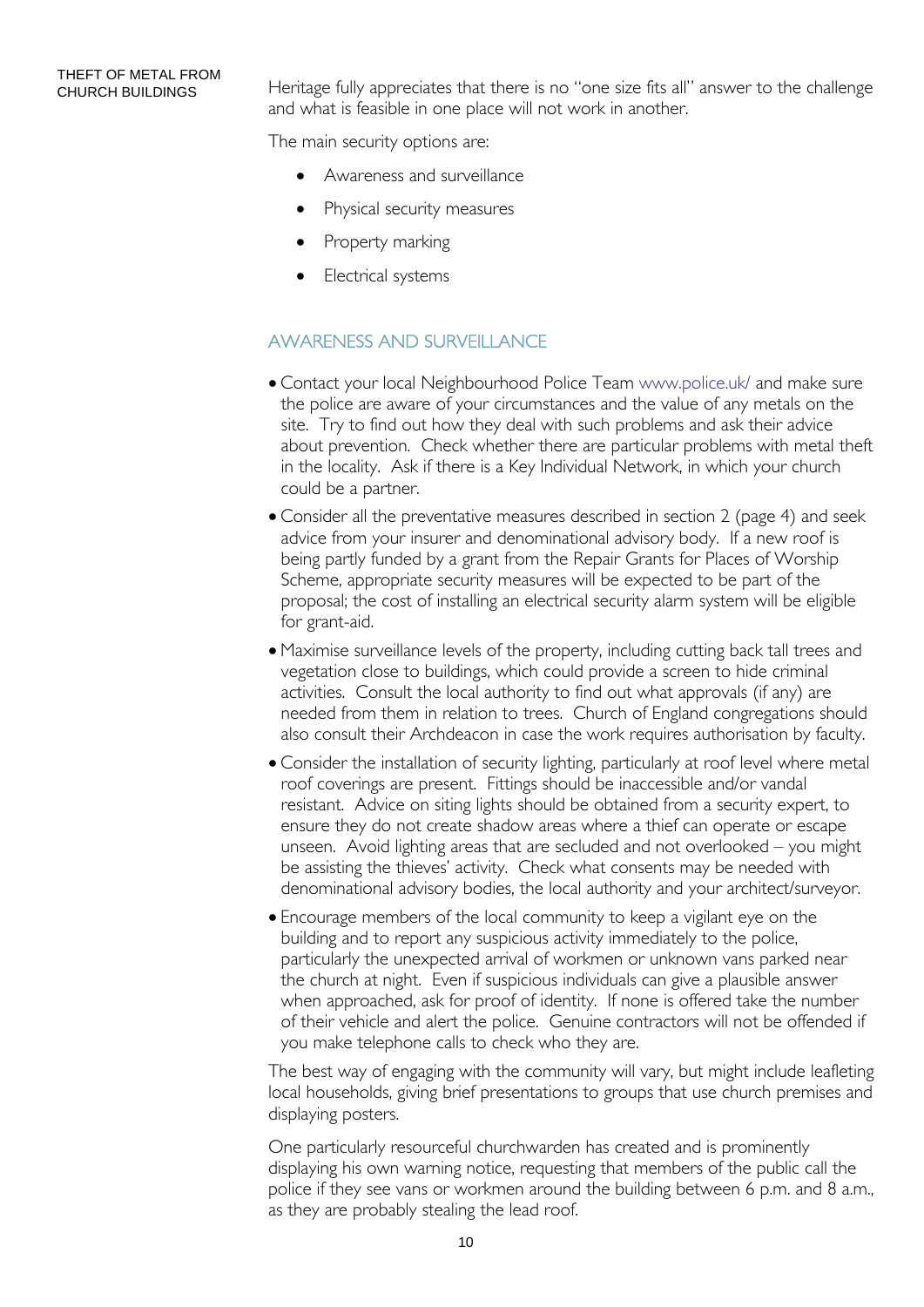THEFT OF METAL FROM CHURCH BUILDINGS

Heritage fully appreciates that there is no "one size fits all" answer to the challenge and what is feasible in one place will not work in another.

The main security options are:

- Awareness and surveillance
- Physical security measures
- Property marking
- Electrical systems

## AWARENESS AND SURVEILLANCE

- Contact your local Neighbourhood Police Team www.police.uk/ and make sure the police are aware of your circumstances and the value of any metals on the site. Try to find out how they deal with such problems and ask their advice about prevention. Check whether there are particular problems with metal theft in the locality. Ask if there is a Key Individual Network, in which your church could be a partner.
- Consider all the preventative measures described in section 2 (page 4) and seek advice from your insurer and denominational advisory body. If a new roof is being partly funded by a grant from the Repair Grants for Places of Worship Scheme, appropriate security measures will be expected to be part of the proposal; the cost of installing an electrical security alarm system will be eligible for grant-aid.
- Maximise surveillance levels of the property, including cutting back tall trees and vegetation close to buildings, which could provide a screen to hide criminal activities. Consult the local authority to find out what approvals (if any) are needed from them in relation to trees. Church of England congregations should also consult their Archdeacon in case the work requires authorisation by faculty.
- Consider the installation of security lighting, particularly at roof level where metal roof coverings are present. Fittings should be inaccessible and/or vandal resistant. Advice on siting lights should be obtained from a security expert, to ensure they do not create shadow areas where a thief can operate or escape unseen. Avoid lighting areas that are secluded and not overlooked – you might be assisting the thieves' activity. Check what consents may be needed with denominational advisory bodies, the local authority and your architect/surveyor.
- Encourage members of the local community to keep a vigilant eye on the building and to report any suspicious activity immediately to the police, particularly the unexpected arrival of workmen or unknown vans parked near the church at night. Even if suspicious individuals can give a plausible answer when approached, ask for proof of identity. If none is offered take the number of their vehicle and alert the police. Genuine contractors will not be offended if you make telephone calls to check who they are.

The best way of engaging with the community will vary, but might include leafleting local households, giving brief presentations to groups that use church premises and displaying posters.

One particularly resourceful churchwarden has created and is prominently displaying his own warning notice, requesting that members of the public call the police if they see vans or workmen around the building between 6 p.m. and 8 a.m., as they are probably stealing the lead roof.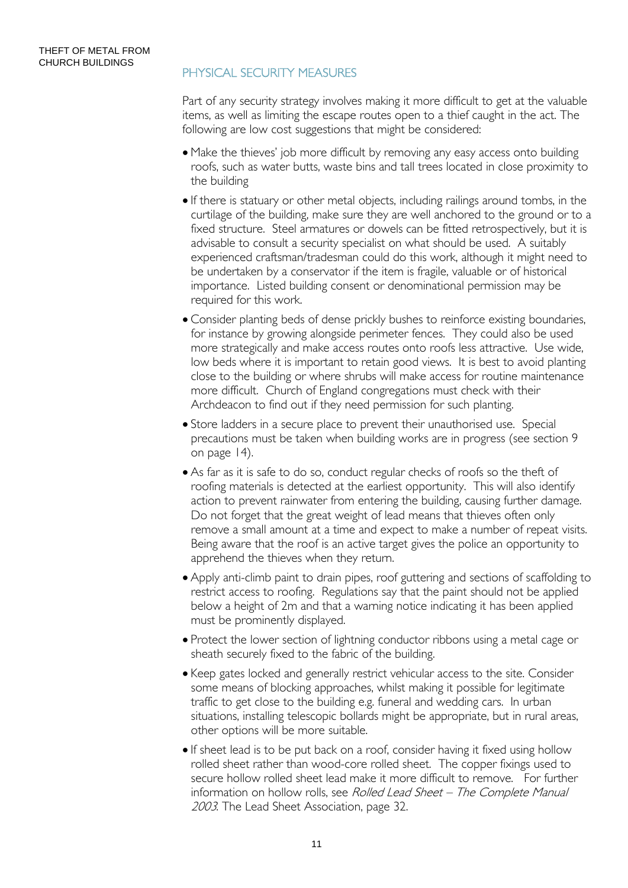## PHYSICAL SECURITY MEASURES

Part of any security strategy involves making it more difficult to get at the valuable items, as well as limiting the escape routes open to a thief caught in the act. The following are low cost suggestions that might be considered:

- Make the thieves' job more difficult by removing any easy access onto building roofs, such as water butts, waste bins and tall trees located in close proximity to the building
- If there is statuary or other metal objects, including railings around tombs, in the curtilage of the building, make sure they are well anchored to the ground or to a fixed structure. Steel armatures or dowels can be fitted retrospectively, but it is advisable to consult a security specialist on what should be used. A suitably experienced craftsman/tradesman could do this work, although it might need to be undertaken by a conservator if the item is fragile, valuable or of historical importance. Listed building consent or denominational permission may be required for this work.
- Consider planting beds of dense prickly bushes to reinforce existing boundaries, for instance by growing alongside perimeter fences. They could also be used more strategically and make access routes onto roofs less attractive. Use wide, low beds where it is important to retain good views. It is best to avoid planting close to the building or where shrubs will make access for routine maintenance more difficult. Church of England congregations must check with their Archdeacon to find out if they need permission for such planting.
- Store ladders in a secure place to prevent their unauthorised use. Special precautions must be taken when building works are in progress (see section 9 on page 14).
- As far as it is safe to do so, conduct regular checks of roofs so the theft of roofing materials is detected at the earliest opportunity. This will also identify action to prevent rainwater from entering the building, causing further damage. Do not forget that the great weight of lead means that thieves often only remove a small amount at a time and expect to make a number of repeat visits. Being aware that the roof is an active target gives the police an opportunity to apprehend the thieves when they return.
- Apply anti-climb paint to drain pipes, roof guttering and sections of scaffolding to restrict access to roofing. Regulations say that the paint should not be applied below a height of 2m and that a warning notice indicating it has been applied must be prominently displayed.
- Protect the lower section of lightning conductor ribbons using a metal cage or sheath securely fixed to the fabric of the building.
- Keep gates locked and generally restrict vehicular access to the site. Consider some means of blocking approaches, whilst making it possible for legitimate traffic to get close to the building e.g. funeral and wedding cars. In urban situations, installing telescopic bollards might be appropriate, but in rural areas, other options will be more suitable.
- If sheet lead is to be put back on a roof, consider having it fixed using hollow rolled sheet rather than wood-core rolled sheet. The copper fixings used to secure hollow rolled sheet lead make it more difficult to remove. For further information on hollow rolls, see *Rolled Lead Sheet – The Complete Manual 2003*. The Lead Sheet Association, page 32.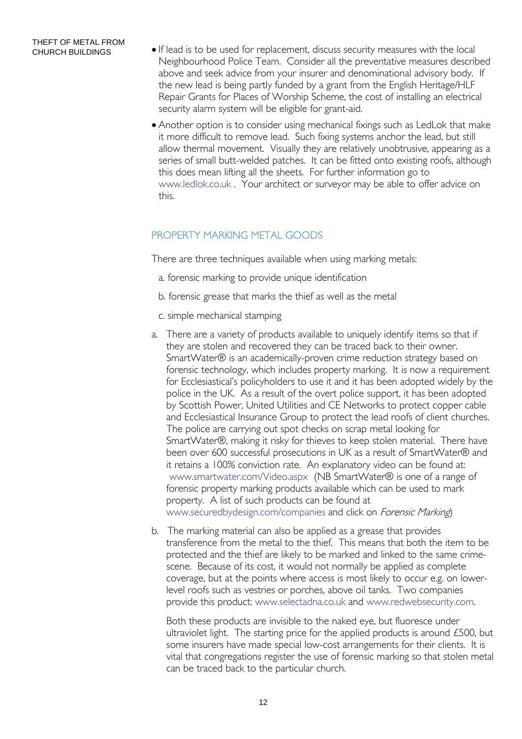- If lead is to be used for replacement, discuss security measures with the local Neighbourhood Police Team. Consider all the preventative measures described above and seek advice from your insurer and denominational advisory body. If the new lead is being partly funded by a grant from the English Heritage/HLF Repair Grants for Places of Worship Scheme, the cost of installing an electrical security alarm system will be eligible for grant-aid.
- Another option is to consider using mechanical fixings such as LedLok that make it more difficult to remove lead. Such fixing systems anchor the lead, but still allow thermal movement. Visually they are relatively unobtrusive, appearing as a series of small butt-welded patches. It can be fitted onto existing roofs, although this does mean lifting all the sheets. For further information go to www.ledlok.co.uk . Your architect or surveyor may be able to offer advice on this.

## PROPERTY MARKING METAL GOODS

There are three techniques available when using marking metals:

a. forensic marking to provide unique identification

b. forensic grease that marks the thief as well as the metal

c. simple mechanical stamping

a. There are a variety of products available to uniquely identify items so that if they are stolen and recovered they can be traced back to their owner. SmartWater® is an academically-proven crime reduction strategy based on forensic technology, which includes property marking. It is now a requirement for Ecclesiastical's policyholders to use it and it has been adopted widely by the police in the UK. As a result of the overt police support, it has been adopted by Scottish Power, United Utilities and CE Networks to protect copper cable and Ecclesiastical Insurance Group to protect the lead roofs of client churches. The police are carrying out spot checks on scrap metal looking for SmartWater®, making it risky for thieves to keep stolen material. There have been over 600 successful prosecutions in UK as a result of SmartWater® and it retains a 100% conviction rate. An explanatory video can be found at: www.smartwater.com/Video.aspx (NB SmartWater® is one of a range of forensic property marking products available which can be used to mark property. A list of such products can be found at www.securedbydesign.com/companies and click on *Forensic Marking*)

b. The marking material can also be applied as a grease that provides transference from the metal to the thief. This means that both the item to be protected and the thief are likely to be marked and linked to the same crime-scene. Because of its cost, it would not normally be applied as complete coverage, but at the points where access is most likely to occur e.g. on lower-level roofs such as vestries or porches, above oil tanks. Two companies provide this product: www.selectadna.co.uk and www.redwebsecurity.com.

Both these products are invisible to the naked eye, but fluoresce under ultraviolet light. The starting price for the applied products is around £500, but some insurers have made special low-cost arrangements for their clients. It is vital that congregations register the use of forensic marking so that stolen metal can be traced back to the particular church.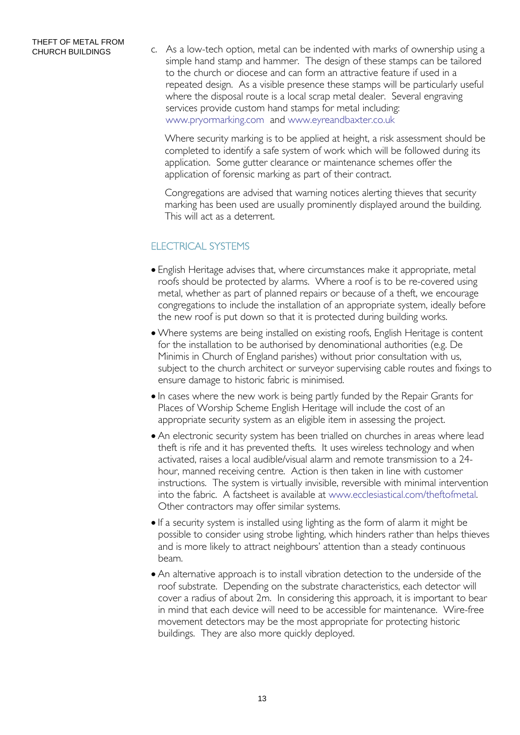c. As a low-tech option, metal can be indented with marks of ownership using a simple hand stamp and hammer. The design of these stamps can be tailored to the church or diocese and can form an attractive feature if used in a repeated design. As a visible presence these stamps will be particularly useful where the disposal route is a local scrap metal dealer. Several engraving services provide custom hand stamps for metal including: www.pryormarking.com and www.eyreandbaxter.co.uk

   Where security marking is to be applied at height, a risk assessment should be completed to identify a safe system of work which will be followed during its application. Some gutter clearance or maintenance schemes offer the application of forensic marking as part of their contract.

   Congregations are advised that warning notices alerting thieves that security marking has been used are usually prominently displayed around the building. This will act as a deterrent.

## ELECTRICAL SYSTEMS

- English Heritage advises that, where circumstances make it appropriate, metal roofs should be protected by alarms. Where a roof is to be re-covered using metal, whether as part of planned repairs or because of a theft, we encourage congregations to include the installation of an appropriate system, ideally before the new roof is put down so that it is protected during building works.
- Where systems are being installed on existing roofs, English Heritage is content for the installation to be authorised by denominational authorities (e.g. De Minimis in Church of England parishes) without prior consultation with us, subject to the church architect or surveyor supervising cable routes and fixings to ensure damage to historic fabric is minimised.
- In cases where the new work is being partly funded by the Repair Grants for Places of Worship Scheme English Heritage will include the cost of an appropriate security system as an eligible item in assessing the project.
- An electronic security system has been trialled on churches in areas where lead theft is rife and it has prevented thefts. It uses wireless technology and when activated, raises a local audible/visual alarm and remote transmission to a 24-hour, manned receiving centre. Action is then taken in line with customer instructions. The system is virtually invisible, reversible with minimal intervention into the fabric. A factsheet is available at www.ecclesiastical.com/theftofmetal. Other contractors may offer similar systems.
- If a security system is installed using lighting as the form of alarm it might be possible to consider using strobe lighting, which hinders rather than helps thieves and is more likely to attract neighbours' attention than a steady continuous beam.
- An alternative approach is to install vibration detection to the underside of the roof substrate. Depending on the substrate characteristics, each detector will cover a radius of about 2m. In considering this approach, it is important to bear in mind that each device will need to be accessible for maintenance. Wire-free movement detectors may be the most appropriate for protecting historic buildings. They are also more quickly deployed.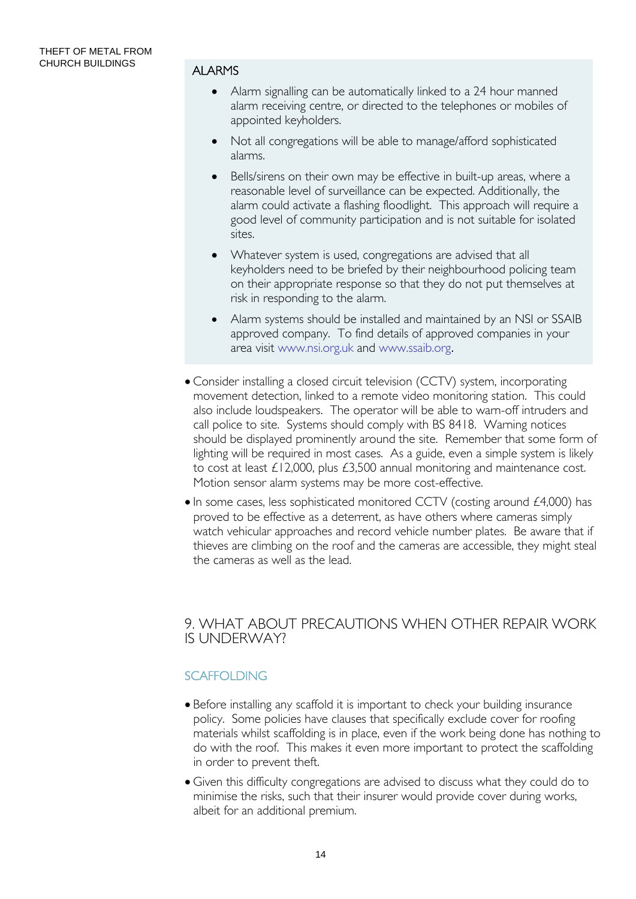### ALARMS

- Alarm signalling can be automatically linked to a 24 hour manned alarm receiving centre, or directed to the telephones or mobiles of appointed keyholders.
- Not all congregations will be able to manage/afford sophisticated alarms.
- Bells/sirens on their own may be effective in built-up areas, where a reasonable level of surveillance can be expected. Additionally, the alarm could activate a flashing floodlight. This approach will require a good level of community participation and is not suitable for isolated sites.
- Whatever system is used, congregations are advised that all keyholders need to be briefed by their neighbourhood policing team on their appropriate response so that they do not put themselves at risk in responding to the alarm.
- Alarm systems should be installed and maintained by an NSI or SSAIB approved company. To find details of approved companies in your area visit www.nsi.org.uk and www.ssaib.org.

- Consider installing a closed circuit television (CCTV) system, incorporating movement detection, linked to a remote video monitoring station. This could also include loudspeakers. The operator will be able to warn-off intruders and call police to site. Systems should comply with BS 8418. Warning notices should be displayed prominently around the site. Remember that some form of lighting will be required in most cases. As a guide, even a simple system is likely to cost at least £12,000, plus £3,500 annual monitoring and maintenance cost. Motion sensor alarm systems may be more cost-effective.
- In some cases, less sophisticated monitored CCTV (costing around £4,000) has proved to be effective as a deterrent, as have others where cameras simply watch vehicular approaches and record vehicle number plates. Be aware that if thieves are climbing on the roof and the cameras are accessible, they might steal the cameras as well as the lead.

## 9. WHAT ABOUT PRECAUTIONS WHEN OTHER REPAIR WORK IS UNDERWAY?

### SCAFFOLDING

- Before installing any scaffold it is important to check your building insurance policy. Some policies have clauses that specifically exclude cover for roofing materials whilst scaffolding is in place, even if the work being done has nothing to do with the roof. This makes it even more important to protect the scaffolding in order to prevent theft.
- Given this difficulty congregations are advised to discuss what they could do to minimise the risks, such that their insurer would provide cover during works, albeit for an additional premium.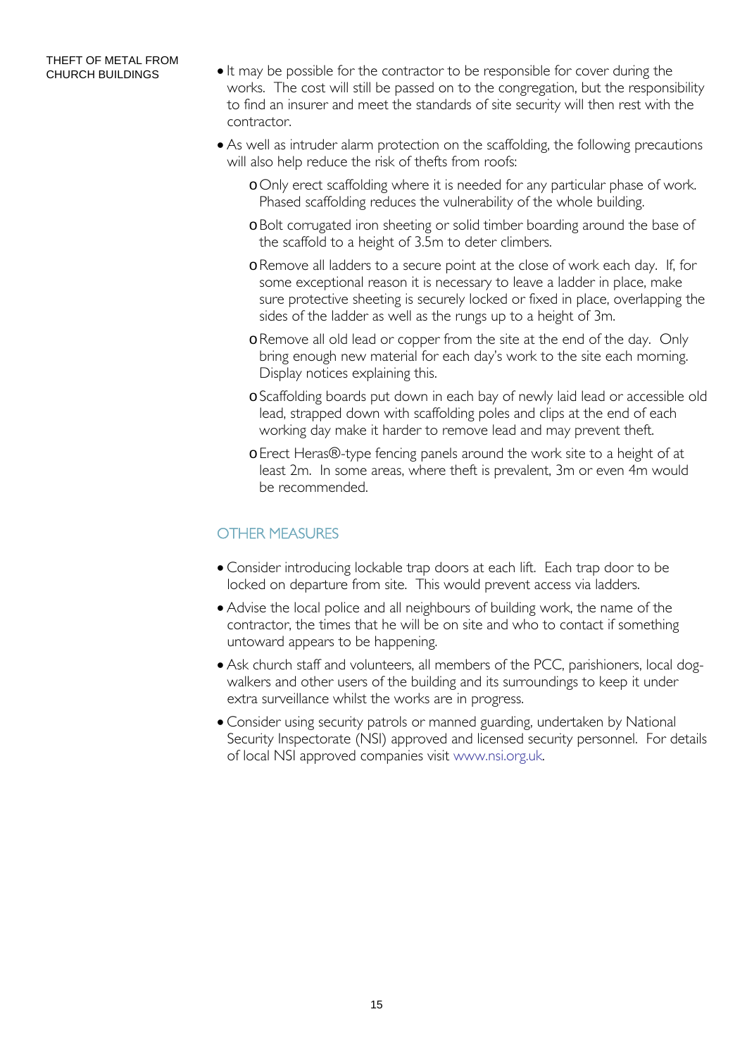- It may be possible for the contractor to be responsible for cover during the works. The cost will still be passed on to the congregation, but the responsibility to find an insurer and meet the standards of site security will then rest with the contractor.
- As well as intruder alarm protection on the scaffolding, the following precautions will also help reduce the risk of thefts from roofs:
  - Only erect scaffolding where it is needed for any particular phase of work. Phased scaffolding reduces the vulnerability of the whole building.
  - Bolt corrugated iron sheeting or solid timber boarding around the base of the scaffold to a height of 3.5m to deter climbers.
  - Remove all ladders to a secure point at the close of work each day. If, for some exceptional reason it is necessary to leave a ladder in place, make sure protective sheeting is securely locked or fixed in place, overlapping the sides of the ladder as well as the rungs up to a height of 3m.
  - Remove all old lead or copper from the site at the end of the day. Only bring enough new material for each day's work to the site each morning. Display notices explaining this.
  - Scaffolding boards put down in each bay of newly laid lead or accessible old lead, strapped down with scaffolding poles and clips at the end of each working day make it harder to remove lead and may prevent theft.
  - Erect Heras®-type fencing panels around the work site to a height of at least 2m. In some areas, where theft is prevalent, 3m or even 4m would be recommended.

## OTHER MEASURES

- Consider introducing lockable trap doors at each lift. Each trap door to be locked on departure from site. This would prevent access via ladders.
- Advise the local police and all neighbours of building work, the name of the contractor, the times that he will be on site and who to contact if something untoward appears to be happening.
- Ask church staff and volunteers, all members of the PCC, parishioners, local dog-walkers and other users of the building and its surroundings to keep it under extra surveillance whilst the works are in progress.
- Consider using security patrols or manned guarding, undertaken by National Security Inspectorate (NSI) approved and licensed security personnel. For details of local NSI approved companies visit www.nsi.org.uk.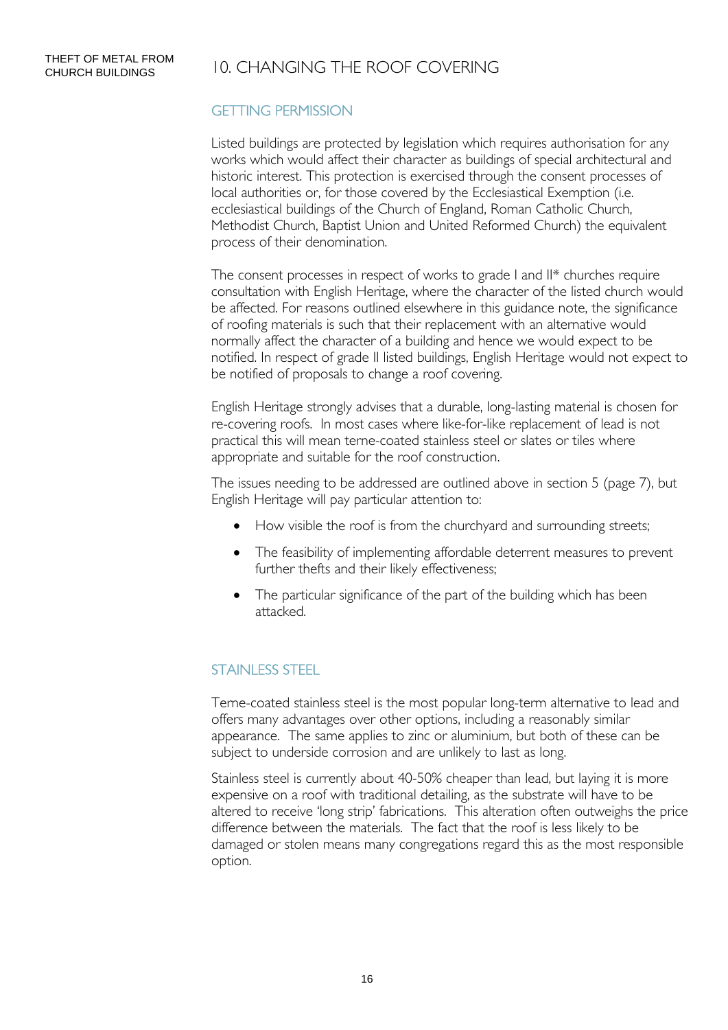## 10. CHANGING THE ROOF COVERING

### GETTING PERMISSION

Listed buildings are protected by legislation which requires authorisation for any works which would affect their character as buildings of special architectural and historic interest. This protection is exercised through the consent processes of local authorities or, for those covered by the Ecclesiastical Exemption (i.e. ecclesiastical buildings of the Church of England, Roman Catholic Church, Methodist Church, Baptist Union and United Reformed Church) the equivalent process of their denomination.

The consent processes in respect of works to grade I and II* churches require consultation with English Heritage, where the character of the listed church would be affected. For reasons outlined elsewhere in this guidance note, the significance of roofing materials is such that their replacement with an alternative would normally affect the character of a building and hence we would expect to be notified. In respect of grade II listed buildings, English Heritage would not expect to be notified of proposals to change a roof covering.

English Heritage strongly advises that a durable, long-lasting material is chosen for re-covering roofs. In most cases where like-for-like replacement of lead is not practical this will mean terne-coated stainless steel or slates or tiles where appropriate and suitable for the roof construction.

The issues needing to be addressed are outlined above in section 5 (page 7), but English Heritage will pay particular attention to:

- How visible the roof is from the churchyard and surrounding streets;
- The feasibility of implementing affordable deterrent measures to prevent further thefts and their likely effectiveness;
- The particular significance of the part of the building which has been attacked.

### STAINLESS STEEL

Terne-coated stainless steel is the most popular long-term alternative to lead and offers many advantages over other options, including a reasonably similar appearance. The same applies to zinc or aluminium, but both of these can be subject to underside corrosion and are unlikely to last as long.

Stainless steel is currently about 40-50% cheaper than lead, but laying it is more expensive on a roof with traditional detailing, as the substrate will have to be altered to receive 'long strip' fabrications. This alteration often outweighs the price difference between the materials. The fact that the roof is less likely to be damaged or stolen means many congregations regard this as the most responsible option.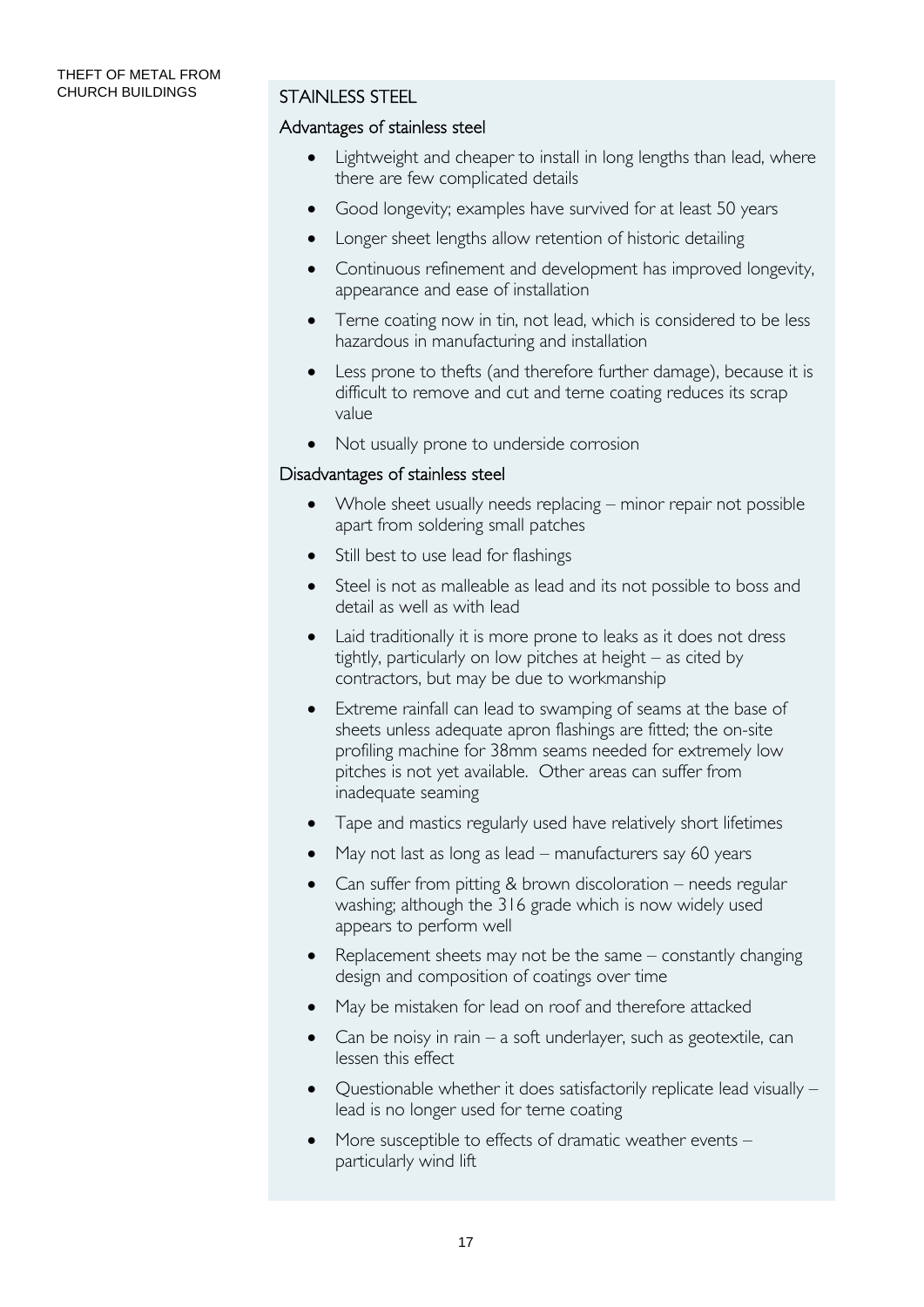## STAINLESS STEEL

### Advantages of stainless steel

- Lightweight and cheaper to install in long lengths than lead, where there are few complicated details
- Good longevity; examples have survived for at least 50 years
- Longer sheet lengths allow retention of historic detailing
- Continuous refinement and development has improved longevity, appearance and ease of installation
- Terne coating now in tin, not lead, which is considered to be less hazardous in manufacturing and installation
- Less prone to thefts (and therefore further damage), because it is difficult to remove and cut and terne coating reduces its scrap value
- Not usually prone to underside corrosion

### Disadvantages of stainless steel

- Whole sheet usually needs replacing – minor repair not possible apart from soldering small patches
- Still best to use lead for flashings
- Steel is not as malleable as lead and its not possible to boss and detail as well as with lead
- Laid traditionally it is more prone to leaks as it does not dress tightly, particularly on low pitches at height – as cited by contractors, but may be due to workmanship
- Extreme rainfall can lead to swamping of seams at the base of sheets unless adequate apron flashings are fitted; the on-site profiling machine for 38mm seams needed for extremely low pitches is not yet available. Other areas can suffer from inadequate seaming
- Tape and mastics regularly used have relatively short lifetimes
- May not last as long as lead – manufacturers say 60 years
- Can suffer from pitting & brown discoloration – needs regular washing; although the 316 grade which is now widely used appears to perform well
- Replacement sheets may not be the same – constantly changing design and composition of coatings over time
- May be mistaken for lead on roof and therefore attacked
- Can be noisy in rain – a soft underlayer, such as geotextile, can lessen this effect
- Questionable whether it does satisfactorily replicate lead visually – lead is no longer used for terne coating
- More susceptible to effects of dramatic weather events – particularly wind lift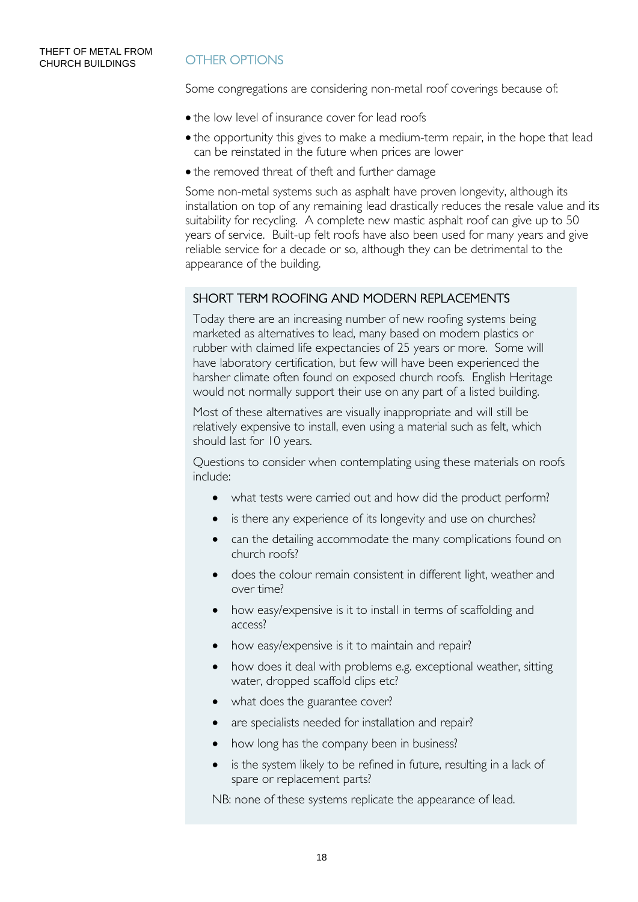## OTHER OPTIONS

Some congregations are considering non-metal roof coverings because of:

- the low level of insurance cover for lead roofs
- the opportunity this gives to make a medium-term repair, in the hope that lead can be reinstated in the future when prices are lower
- the removed threat of theft and further damage

Some non-metal systems such as asphalt have proven longevity, although its installation on top of any remaining lead drastically reduces the resale value and its suitability for recycling. A complete new mastic asphalt roof can give up to 50 years of service. Built-up felt roofs have also been used for many years and give reliable service for a decade or so, although they can be detrimental to the appearance of the building.

### SHORT TERM ROOFING AND MODERN REPLACEMENTS

Today there are an increasing number of new roofing systems being marketed as alternatives to lead, many based on modern plastics or rubber with claimed life expectancies of 25 years or more. Some will have laboratory certification, but few will have been experienced the harsher climate often found on exposed church roofs. English Heritage would not normally support their use on any part of a listed building.

Most of these alternatives are visually inappropriate and will still be relatively expensive to install, even using a material such as felt, which should last for 10 years.

Questions to consider when contemplating using these materials on roofs include:

- what tests were carried out and how did the product perform?
- is there any experience of its longevity and use on churches?
- can the detailing accommodate the many complications found on church roofs?
- does the colour remain consistent in different light, weather and over time?
- how easy/expensive is it to install in terms of scaffolding and access?
- how easy/expensive is it to maintain and repair?
- how does it deal with problems e.g. exceptional weather, sitting water, dropped scaffold clips etc?
- what does the guarantee cover?
- are specialists needed for installation and repair?
- how long has the company been in business?
- is the system likely to be refined in future, resulting in a lack of spare or replacement parts?

NB: none of these systems replicate the appearance of lead.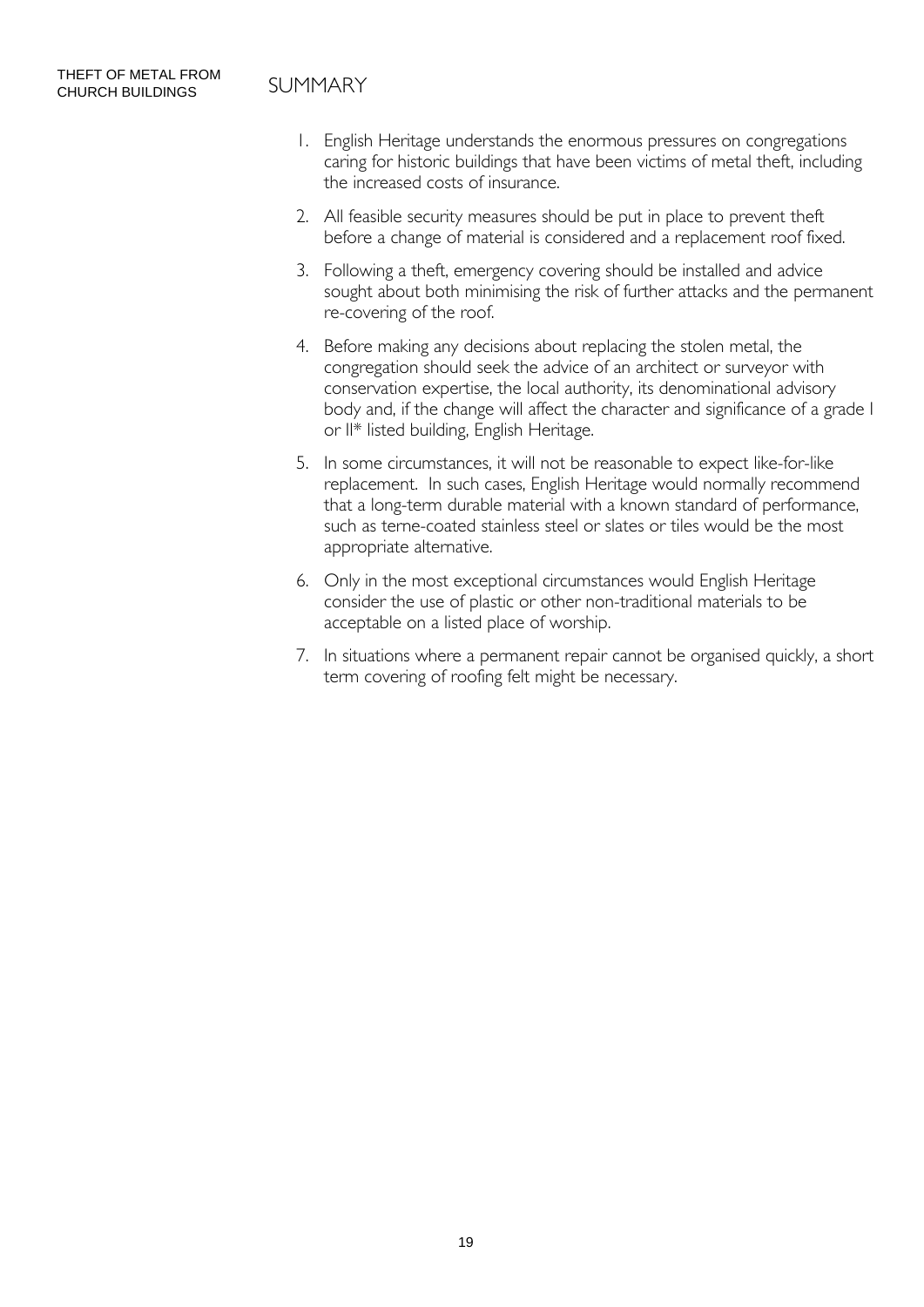## SUMMARY

1. English Heritage understands the enormous pressures on congregations caring for historic buildings that have been victims of metal theft, including the increased costs of insurance.
2. All feasible security measures should be put in place to prevent theft before a change of material is considered and a replacement roof fixed.
3. Following a theft, emergency covering should be installed and advice sought about both minimising the risk of further attacks and the permanent re-covering of the roof.
4. Before making any decisions about replacing the stolen metal, the congregation should seek the advice of an architect or surveyor with conservation expertise, the local authority, its denominational advisory body and, if the change will affect the character and significance of a grade I or II* listed building, English Heritage.
5. In some circumstances, it will not be reasonable to expect like-for-like replacement. In such cases, English Heritage would normally recommend that a long-term durable material with a known standard of performance, such as terne-coated stainless steel or slates or tiles would be the most appropriate alternative.
6. Only in the most exceptional circumstances would English Heritage consider the use of plastic or other non-traditional materials to be acceptable on a listed place of worship.
7. In situations where a permanent repair cannot be organised quickly, a short term covering of roofing felt might be necessary.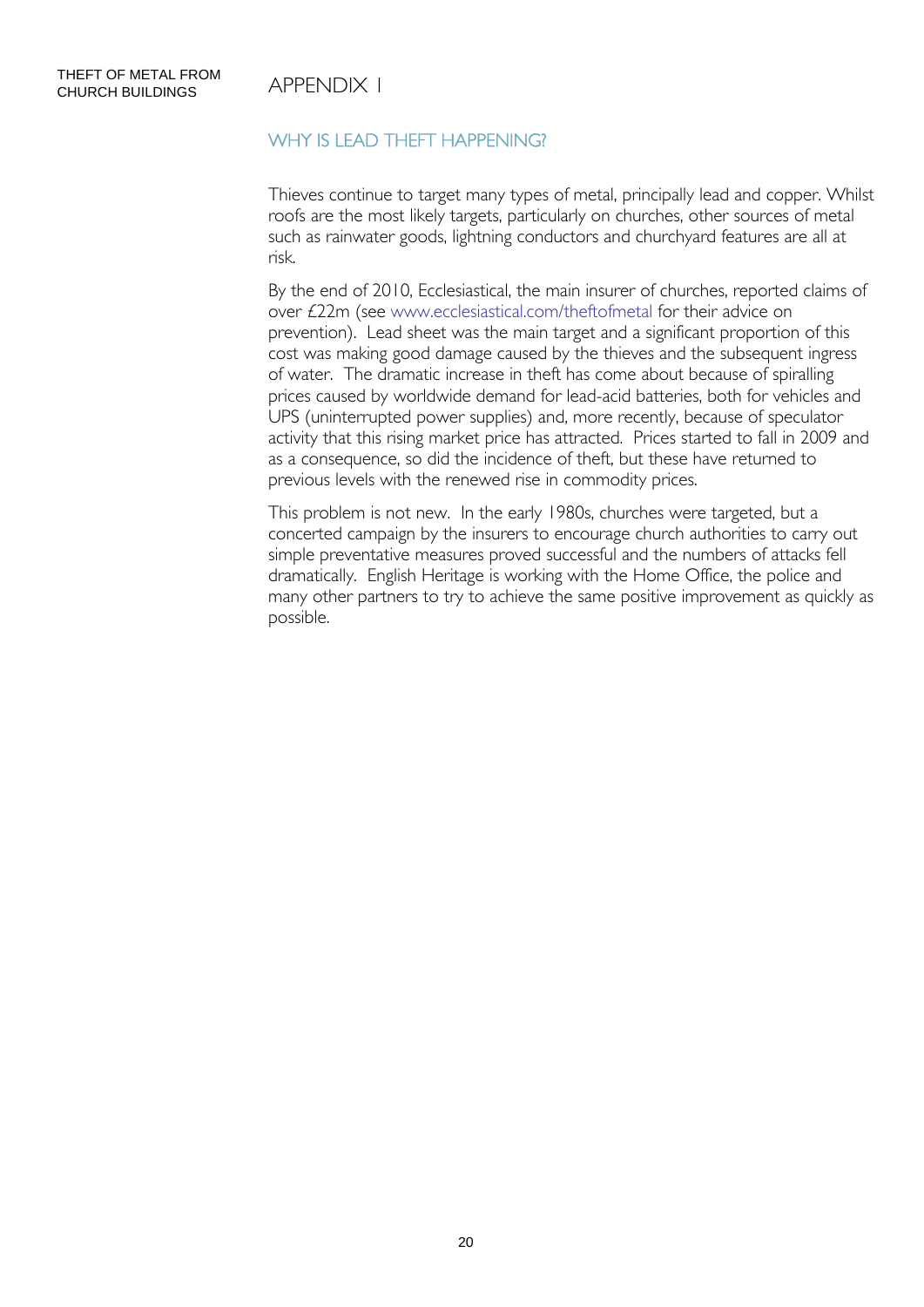# APPENDIX 1

## WHY IS LEAD THEFT HAPPENING?

Thieves continue to target many types of metal, principally lead and copper. Whilst roofs are the most likely targets, particularly on churches, other sources of metal such as rainwater goods, lightning conductors and churchyard features are all at risk.

By the end of 2010, Ecclesiastical, the main insurer of churches, reported claims of over £22m (see www.ecclesiastical.com/theftofmetal for their advice on prevention). Lead sheet was the main target and a significant proportion of this cost was making good damage caused by the thieves and the subsequent ingress of water. The dramatic increase in theft has come about because of spiralling prices caused by worldwide demand for lead-acid batteries, both for vehicles and UPS (uninterrupted power supplies) and, more recently, because of speculator activity that this rising market price has attracted. Prices started to fall in 2009 and as a consequence, so did the incidence of theft, but these have returned to previous levels with the renewed rise in commodity prices.

This problem is not new. In the early 1980s, churches were targeted, but a concerted campaign by the insurers to encourage church authorities to carry out simple preventative measures proved successful and the numbers of attacks fell dramatically. English Heritage is working with the Home Office, the police and many other partners to try to achieve the same positive improvement as quickly as possible.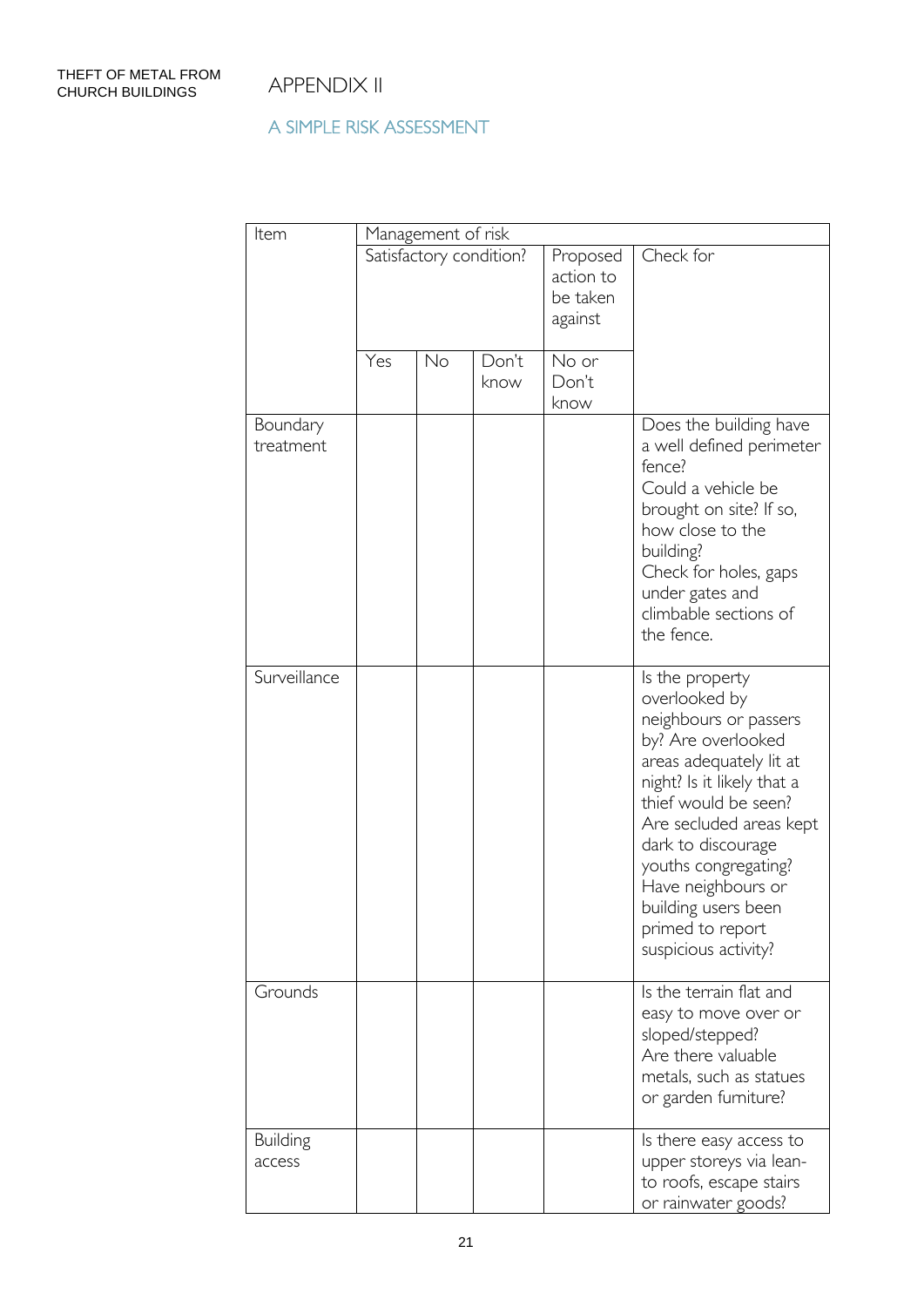# APPENDIX II

## A SIMPLE RISK ASSESSMENT

| Item | Management of risk | | | | |
|---|---|---|---|---|---|
| | Satisfactory condition? | | | Proposed action to be taken against | Check for |
| | Yes | No | Don't know | No or Don't know | |
| Boundary treatment | | | | | Does the building have a well defined perimeter fence?<br>Could a vehicle be brought on site? If so, how close to the building?<br>Check for holes, gaps under gates and climbable sections of the fence. |
| Surveillance | | | | | Is the property overlooked by neighbours or passers by? Are overlooked areas adequately lit at night? Is it likely that a thief would be seen? Are secluded areas kept dark to discourage youths congregating? Have neighbours or building users been primed to report suspicious activity? |
| Grounds | | | | | Is the terrain flat and easy to move over or sloped/stepped?<br>Are there valuable metals, such as statues or garden furniture? |
| Building access | | | | | Is there easy access to upper storeys via lean-to roofs, escape stairs or rainwater goods? |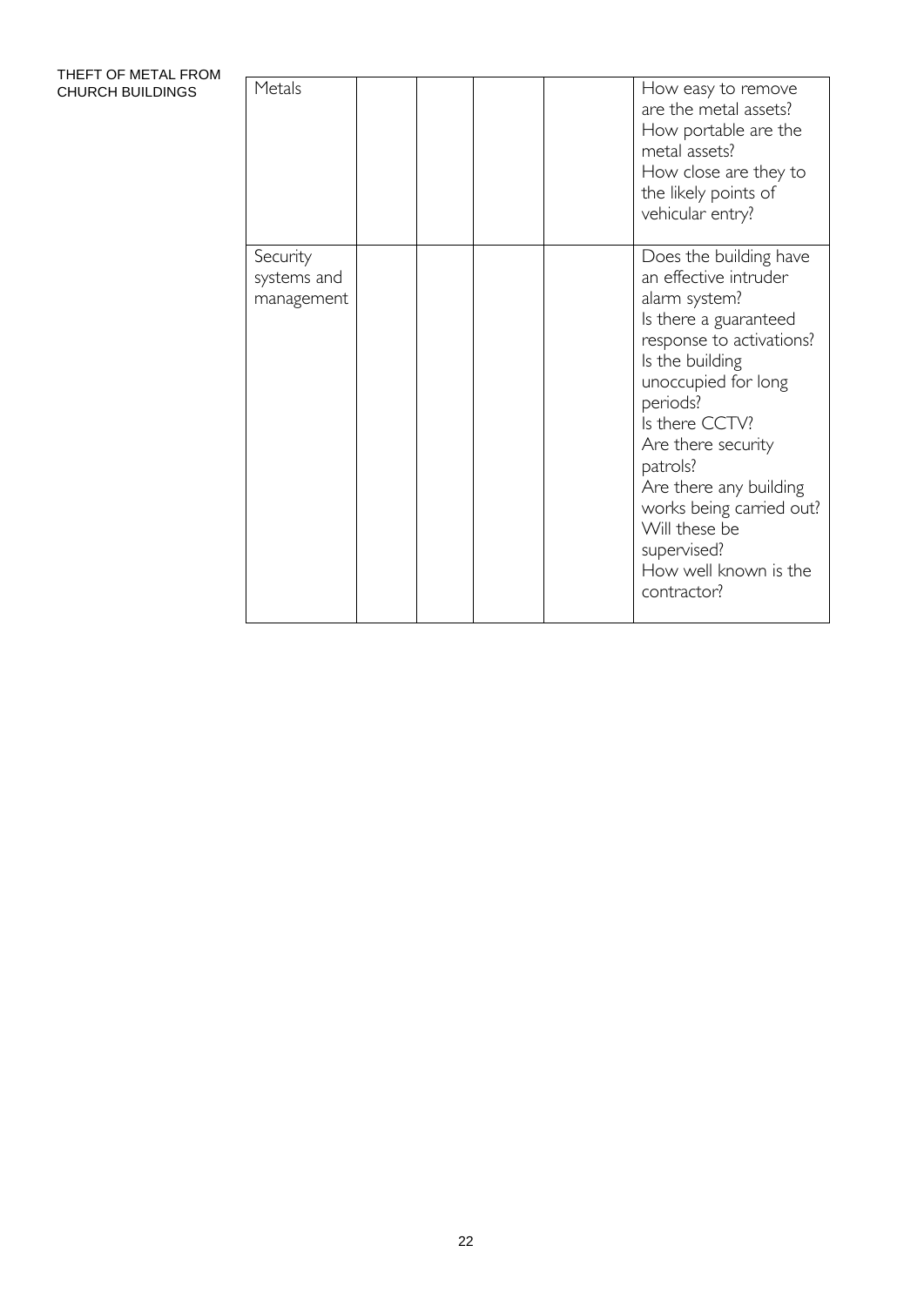THEFT OF METAL FROM CHURCH BUILDINGS

| | | | | | |
|---|---|---|---|---|---|
| Metals | | | | | How easy to remove are the metal assets?<br>How portable are the metal assets?<br>How close are they to the likely points of vehicular entry? |
| Security systems and management | | | | | Does the building have an effective intruder alarm system?<br>Is there a guaranteed response to activations?<br>Is the building unoccupied for long periods?<br>Is there CCTV?<br>Are there security patrols?<br>Are there any building works being carried out? Will these be supervised?<br>How well known is the contractor? |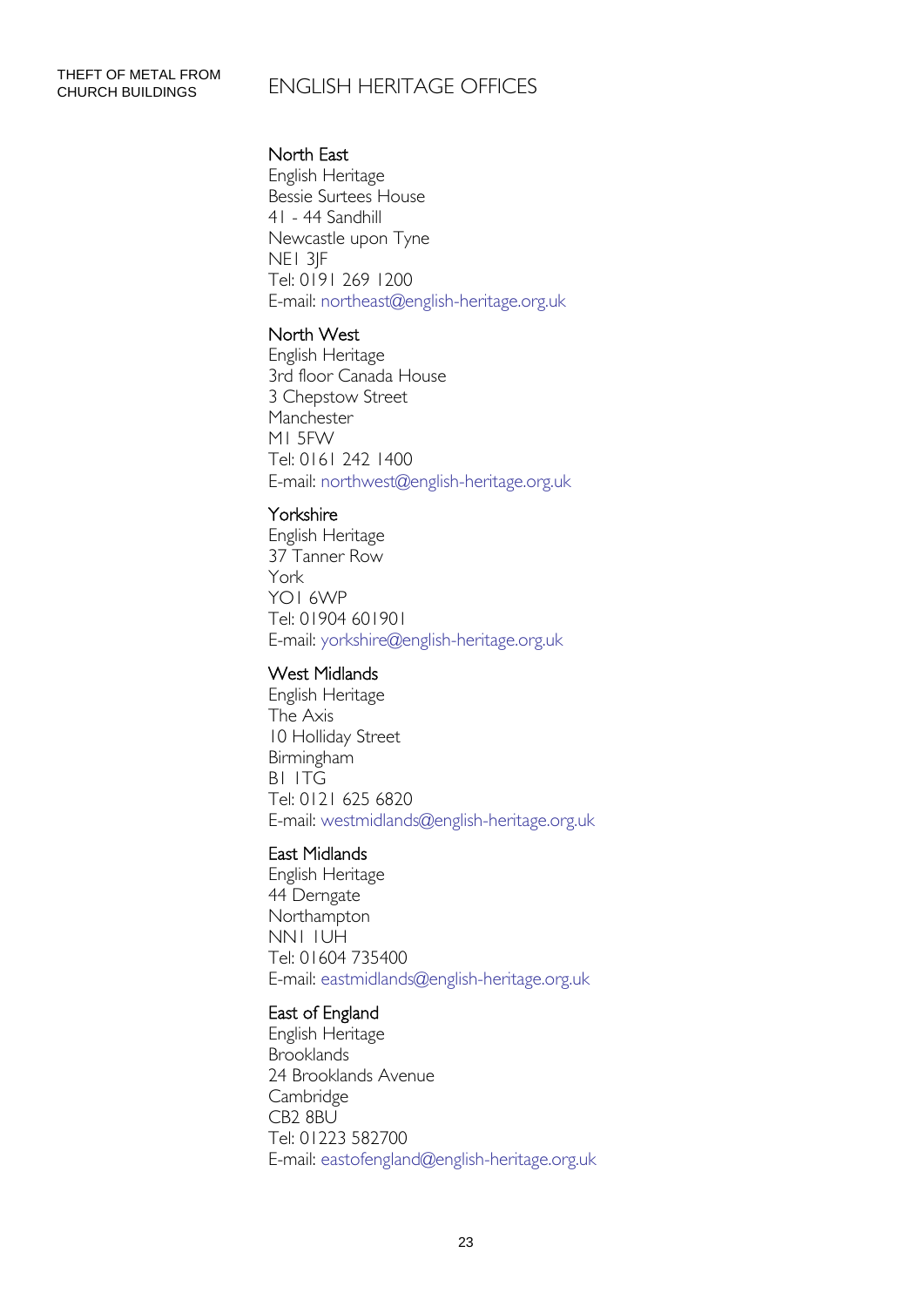# ENGLISH HERITAGE OFFICES

**North East**
English Heritage
Bessie Surtees House
41 - 44 Sandhill
Newcastle upon Tyne
NE1 3JF
Tel: 0191 269 1200
E-mail: northeast@english-heritage.org.uk

**North West**
English Heritage
3rd floor Canada House
3 Chepstow Street
Manchester
M1 5FW
Tel: 0161 242 1400
E-mail: northwest@english-heritage.org.uk

**Yorkshire**
English Heritage
37 Tanner Row
York
YO1 6WP
Tel: 01904 601901
E-mail: yorkshire@english-heritage.org.uk

**West Midlands**
English Heritage
The Axis
10 Holliday Street
Birmingham
B1 1TG
Tel: 0121 625 6820
E-mail: westmidlands@english-heritage.org.uk

**East Midlands**
English Heritage
44 Derngate
Northampton
NN1 1UH
Tel: 01604 735400
E-mail: eastmidlands@english-heritage.org.uk

**East of England**
English Heritage
Brooklands
24 Brooklands Avenue
Cambridge
CB2 8BU
Tel: 01223 582700
E-mail: eastofengland@english-heritage.org.uk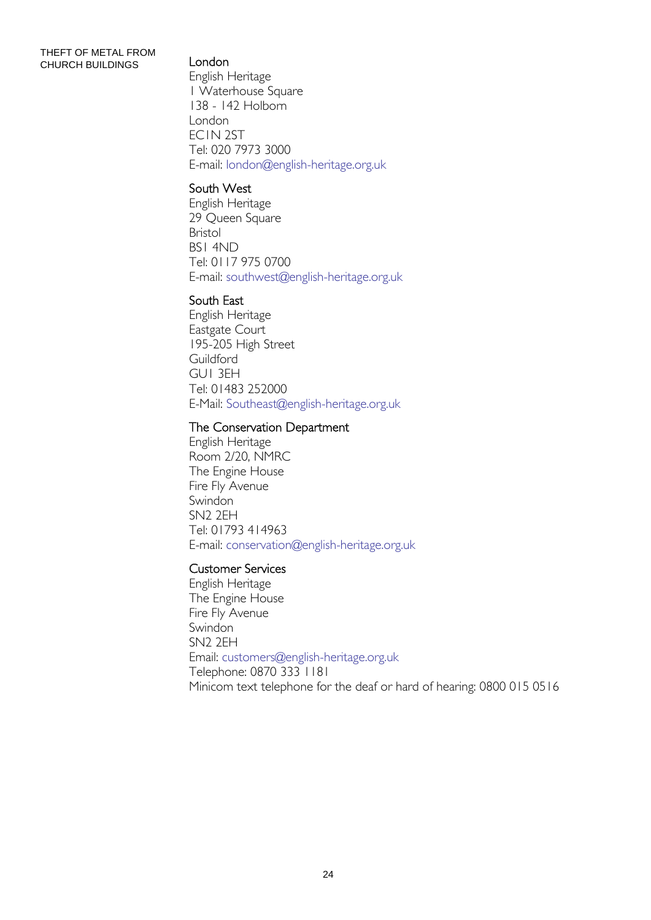### London

English Heritage
1 Waterhouse Square
138 - 142 Holborn
London
EC1N 2ST
Tel: 020 7973 3000
E-mail: london@english-heritage.org.uk

### South West

English Heritage
29 Queen Square
Bristol
BS1 4ND
Tel: 0117 975 0700
E-mail: southwest@english-heritage.org.uk

### South East

English Heritage
Eastgate Court
195-205 High Street
Guildford
GU1 3EH
Tel: 01483 252000
E-Mail: Southeast@english-heritage.org.uk

### The Conservation Department

English Heritage
Room 2/20, NMRC
The Engine House
Fire Fly Avenue
Swindon
SN2 2EH
Tel: 01793 414963
E-mail: conservation@english-heritage.org.uk

### Customer Services

English Heritage
The Engine House
Fire Fly Avenue
Swindon
SN2 2EH
Email: customers@english-heritage.org.uk
Telephone: 0870 333 1181
Minicom text telephone for the deaf or hard of hearing: 0800 015 0516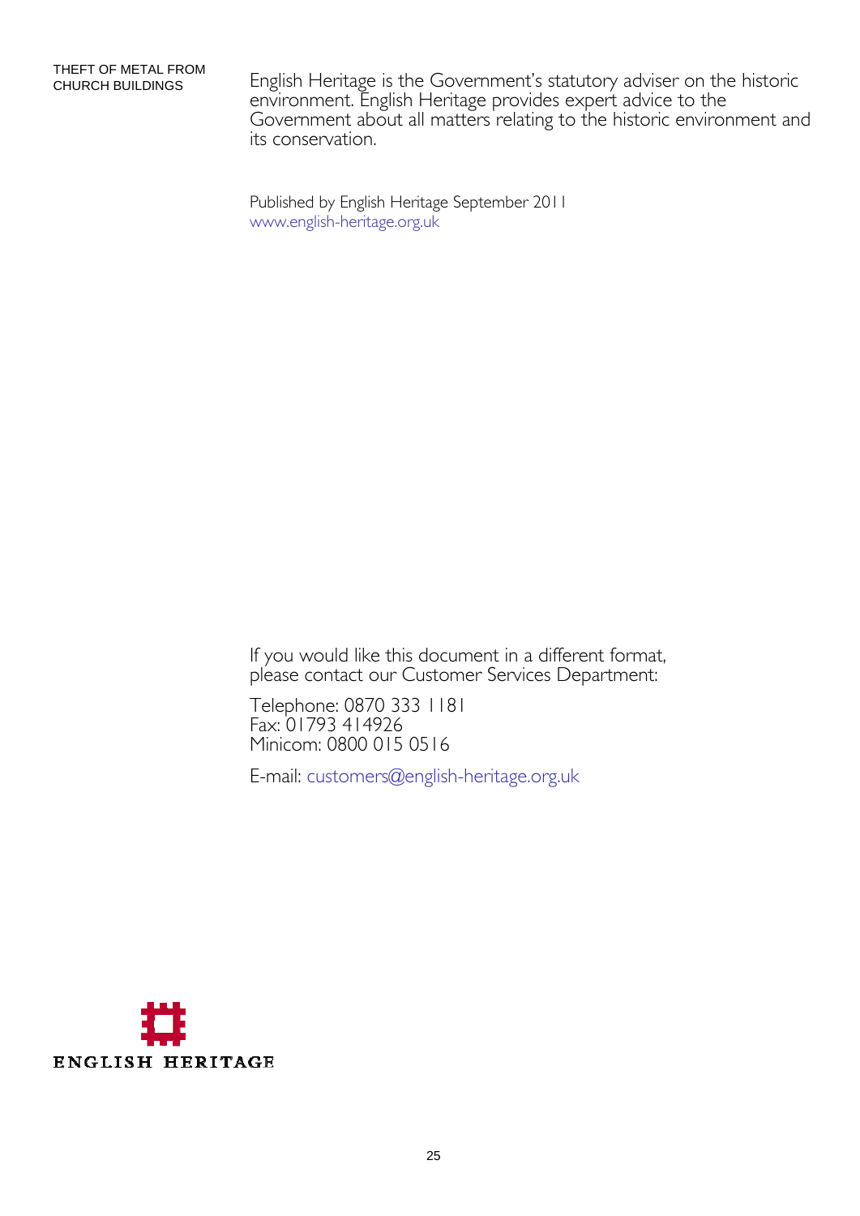English Heritage is the Government's statutory adviser on the historic environment. English Heritage provides expert advice to the Government about all matters relating to the historic environment and its conservation.

Published by English Heritage September 2011
www.english-heritage.org.uk

If you would like this document in a different format, please contact our Customer Services Department:

Telephone: 0870 333 1181
Fax: 01793 414926
Minicom: 0800 015 0516

E-mail: customers@english-heritage.org.uk

ENGLISH HERITAGE